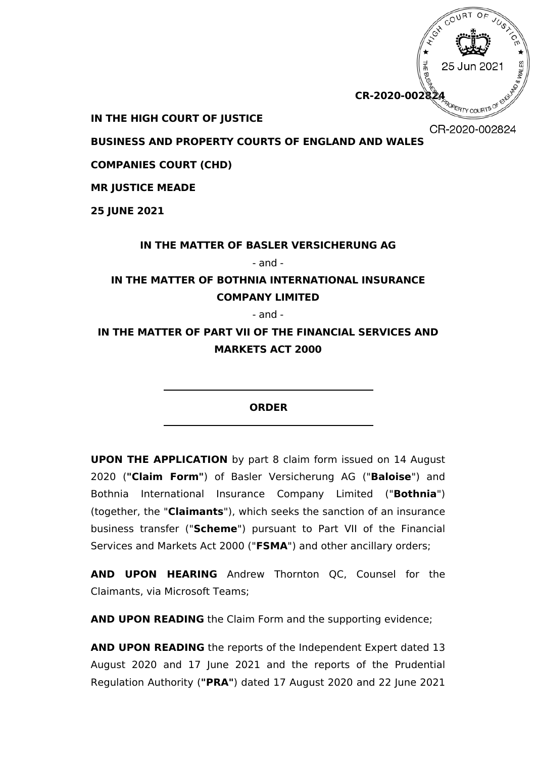CR-2020-002824

**IN THE HIGH COURT OF JUSTICE**

**BUSINESS AND PROPERTY COURTS OF ENGLAND AND WALES**

**COMPANIES COURT (CHD)**

**MR JUSTICE MEADE**

**25 JUNE 2021**

**IN THE MATTER OF BASLER VERSICHERUNG AG**

- and -

**IN THE MATTER OF BOTHNIA INTERNATIONAL INSURANCE COMPANY LIMITED**

- and -

**IN THE MATTER OF PART VII OF THE FINANCIAL SERVICES AND MARKETS ACT 2000**

---

**ORDER**

---

**UPON THE APPLICATION** by part 8 claim form issued on 14 August 2020 (**"Claim Form"**) of Basler Versicherung AG ("**Baloise**") and Bothnia International Insurance Company Limited ("**Bothnia**") (together, the "**Claimants**"), which seeks the sanction of an insurance business transfer ("**Scheme**") pursuant to Part VII of the Financial Services and Markets Act 2000 ("**FSMA**") and other ancillary orders;

**AND UPON HEARING** Andrew Thornton QC, Counsel for the Claimants, via Microsoft Teams;

**AND UPON READING** the Claim Form and the supporting evidence;

**AND UPON READING** the reports of the Independent Expert dated 13 August 2020 and 17 June 2021 and the reports of the Prudential Regulation Authority (**"PRA"**) dated 17 August 2020 and 22 June 2021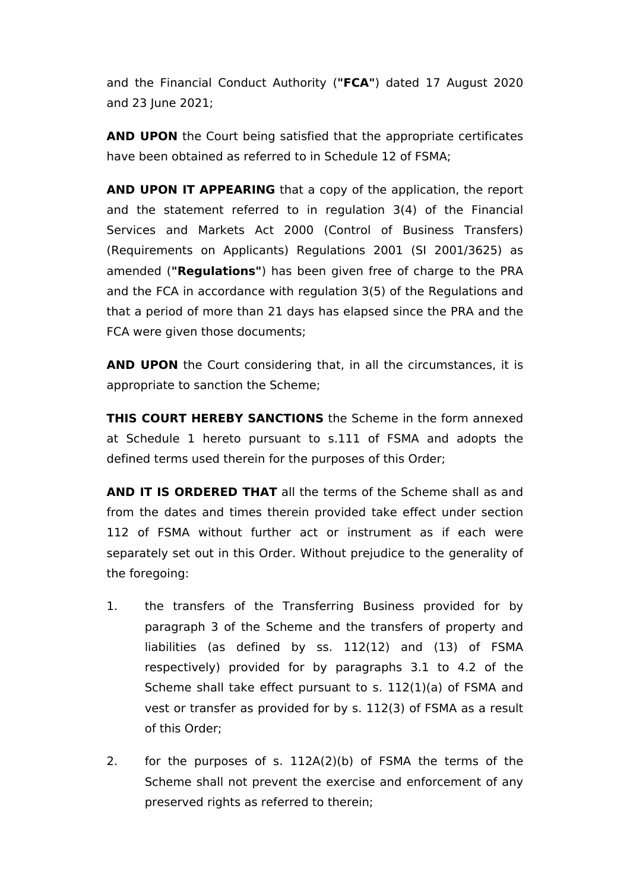and the Financial Conduct Authority (**"FCA"**) dated 17 August 2020 and 23 June 2021;

**AND UPON** the Court being satisfied that the appropriate certificates have been obtained as referred to in Schedule 12 of FSMA;

**AND UPON IT APPEARING** that a copy of the application, the report and the statement referred to in regulation 3(4) of the Financial Services and Markets Act 2000 (Control of Business Transfers) (Requirements on Applicants) Regulations 2001 (SI 2001/3625) as amended (**"Regulations"**) has been given free of charge to the PRA and the FCA in accordance with regulation 3(5) of the Regulations and that a period of more than 21 days has elapsed since the PRA and the FCA were given those documents;

**AND UPON** the Court considering that, in all the circumstances, it is appropriate to sanction the Scheme;

**THIS COURT HEREBY SANCTIONS** the Scheme in the form annexed at Schedule 1 hereto pursuant to s.111 of FSMA and adopts the defined terms used therein for the purposes of this Order;

**AND IT IS ORDERED THAT** all the terms of the Scheme shall as and from the dates and times therein provided take effect under section 112 of FSMA without further act or instrument as if each were separately set out in this Order. Without prejudice to the generality of the foregoing:

1. the transfers of the Transferring Business provided for by paragraph 3 of the Scheme and the transfers of property and liabilities (as defined by ss. 112(12) and (13) of FSMA respectively) provided for by paragraphs 3.1 to 4.2 of the Scheme shall take effect pursuant to s. 112(1)(a) of FSMA and vest or transfer as provided for by s. 112(3) of FSMA as a result of this Order;

2. for the purposes of s. 112A(2)(b) of FSMA the terms of the Scheme shall not prevent the exercise and enforcement of any preserved rights as referred to therein;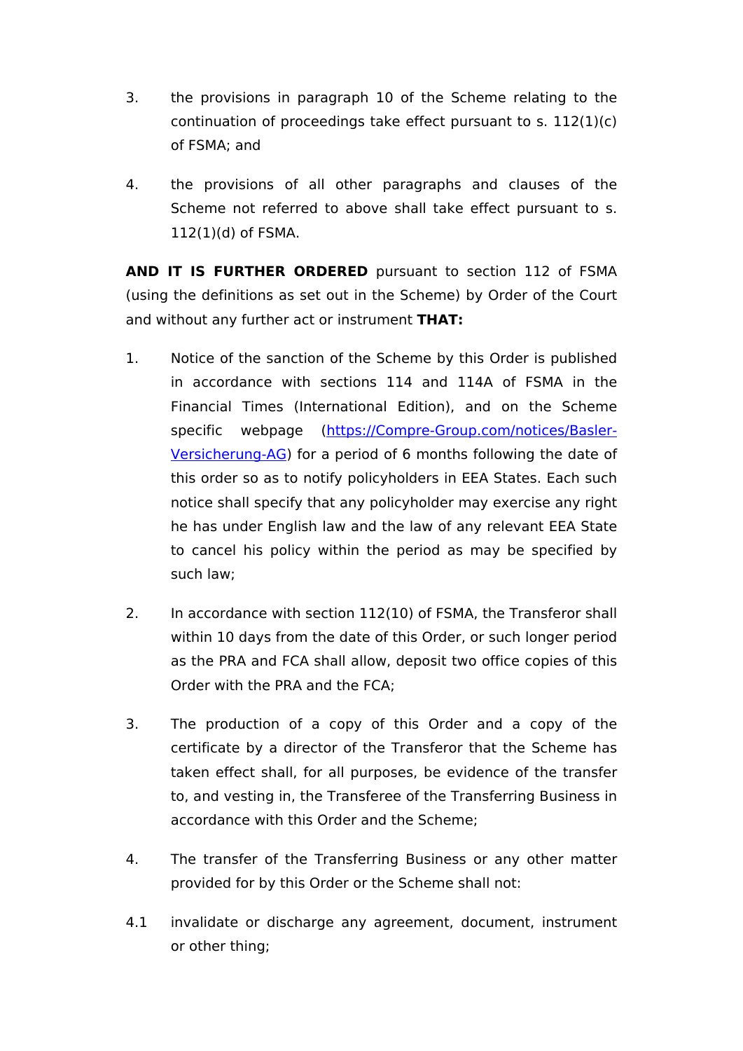3. the provisions in paragraph 10 of the Scheme relating to the continuation of proceedings take effect pursuant to s. 112(1)(c) of FSMA; and

4. the provisions of all other paragraphs and clauses of the Scheme not referred to above shall take effect pursuant to s. 112(1)(d) of FSMA.

**AND IT IS FURTHER ORDERED** pursuant to section 112 of FSMA (using the definitions as set out in the Scheme) by Order of the Court and without any further act or instrument **THAT:**

1. Notice of the sanction of the Scheme by this Order is published in accordance with sections 114 and 114A of FSMA in the Financial Times (International Edition), and on the Scheme specific webpage ([https://Compre-Group.com/notices/Basler-Versicherung-AG](https://Compre-Group.com/notices/Basler-Versicherung-AG)) for a period of 6 months following the date of this order so as to notify policyholders in EEA States. Each such notice shall specify that any policyholder may exercise any right he has under English law and the law of any relevant EEA State to cancel his policy within the period as may be specified by such law;

2. In accordance with section 112(10) of FSMA, the Transferor shall within 10 days from the date of this Order, or such longer period as the PRA and FCA shall allow, deposit two office copies of this Order with the PRA and the FCA;

3. The production of a copy of this Order and a copy of the certificate by a director of the Transferor that the Scheme has taken effect shall, for all purposes, be evidence of the transfer to, and vesting in, the Transferee of the Transferring Business in accordance with this Order and the Scheme;

4. The transfer of the Transferring Business or any other matter provided for by this Order or the Scheme shall not:

4.1 invalidate or discharge any agreement, document, instrument or other thing;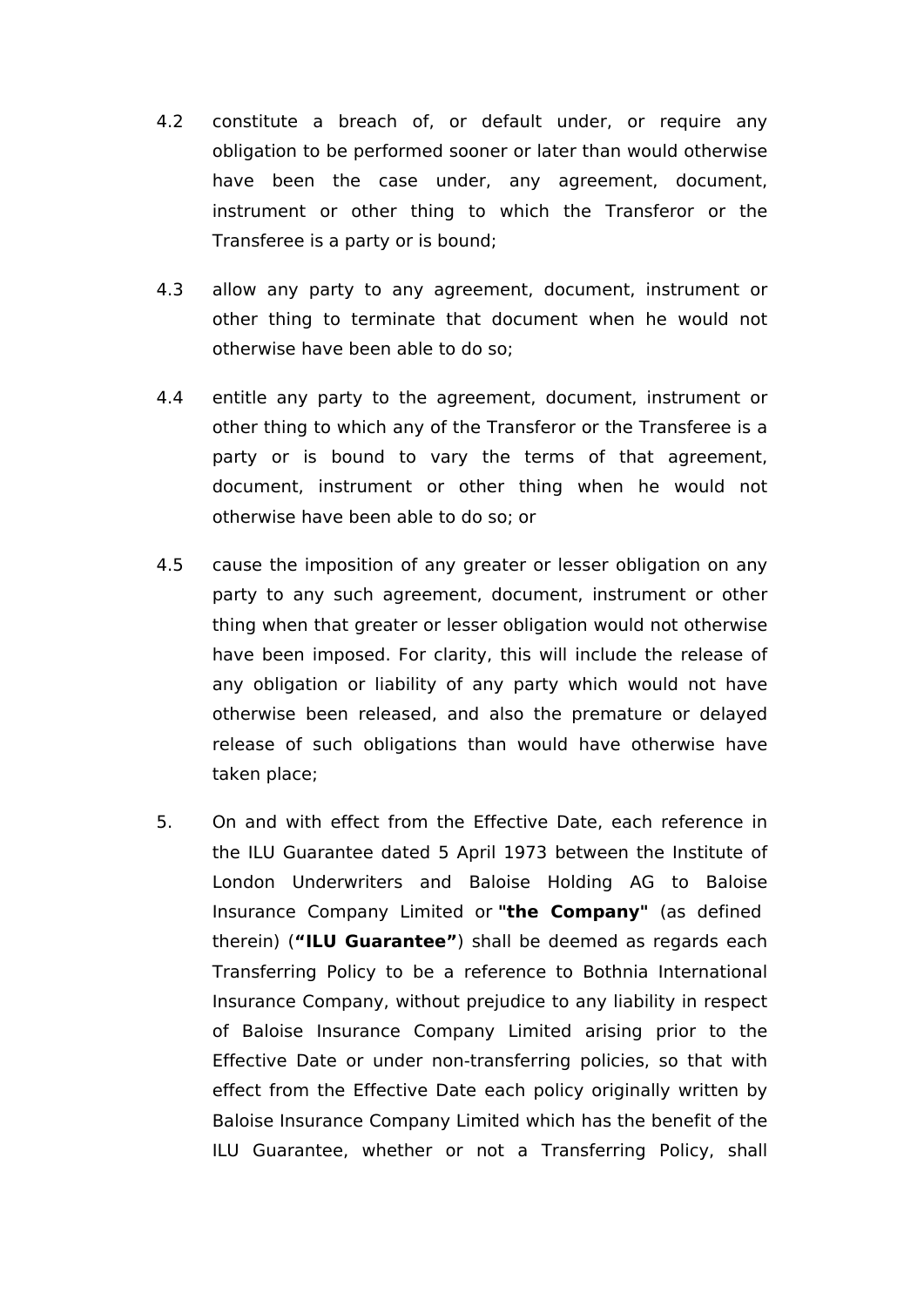4.2 constitute a breach of, or default under, or require any obligation to be performed sooner or later than would otherwise have been the case under, any agreement, document, instrument or other thing to which the Transferor or the Transferee is a party or is bound;

4.3 allow any party to any agreement, document, instrument or other thing to terminate that document when he would not otherwise have been able to do so;

4.4 entitle any party to the agreement, document, instrument or other thing to which any of the Transferor or the Transferee is a party or is bound to vary the terms of that agreement, document, instrument or other thing when he would not otherwise have been able to do so; or

4.5 cause the imposition of any greater or lesser obligation on any party to any such agreement, document, instrument or other thing when that greater or lesser obligation would not otherwise have been imposed. For clarity, this will include the release of any obligation or liability of any party which would not have otherwise been released, and also the premature or delayed release of such obligations than would have otherwise have taken place;

5. On and with effect from the Effective Date, each reference in the ILU Guarantee dated 5 April 1973 between the Institute of London Underwriters and Baloise Holding AG to Baloise Insurance Company Limited or **"the Company"** (as defined therein) (**"ILU Guarantee"**) shall be deemed as regards each Transferring Policy to be a reference to Bothnia International Insurance Company, without prejudice to any liability in respect of Baloise Insurance Company Limited arising prior to the Effective Date or under non-transferring policies, so that with effect from the Effective Date each policy originally written by Baloise Insurance Company Limited which has the benefit of the ILU Guarantee, whether or not a Transferring Policy, shall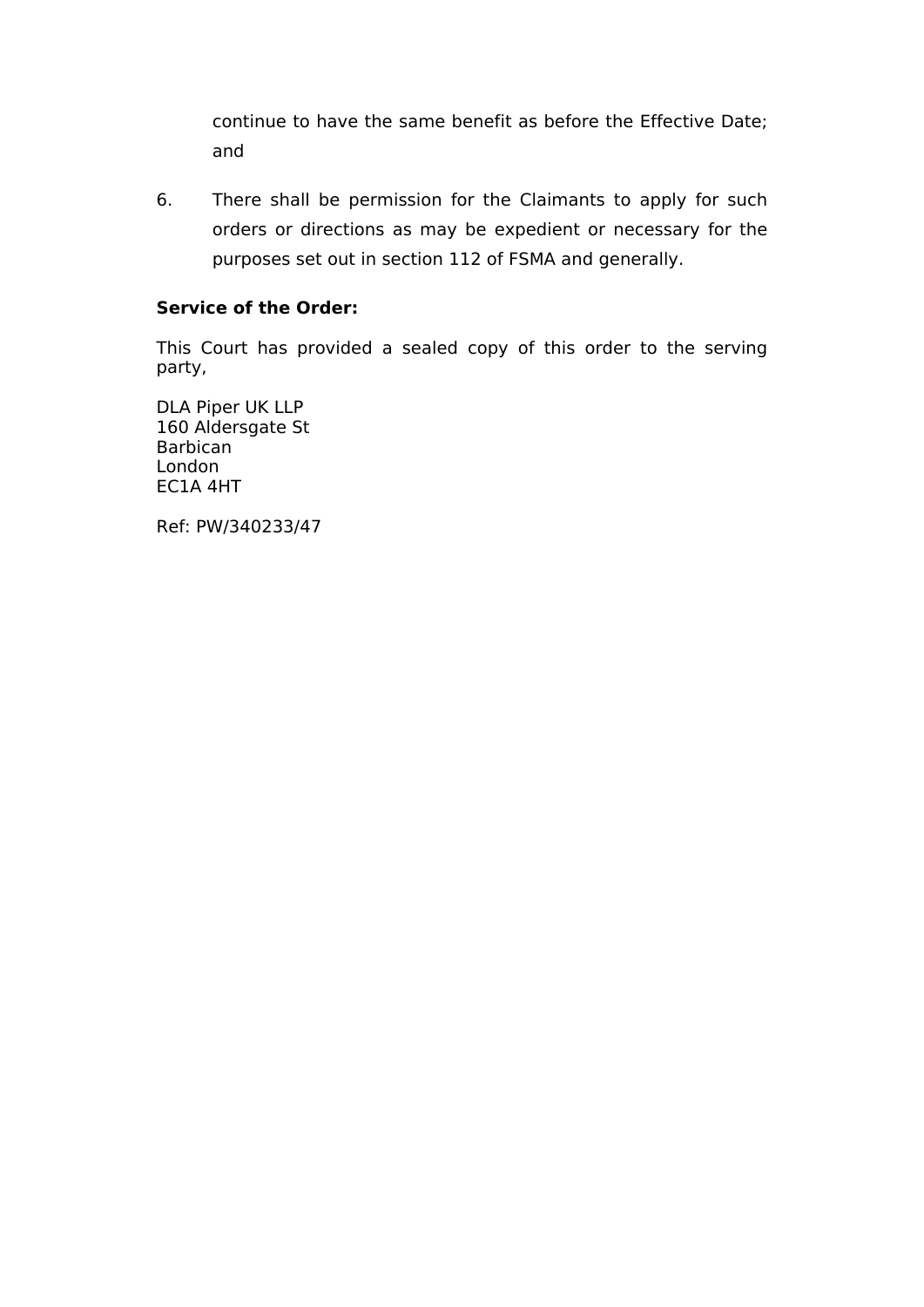continue to have the same benefit as before the Effective Date; and

6. There shall be permission for the Claimants to apply for such orders or directions as may be expedient or necessary for the purposes set out in section 112 of FSMA and generally.

**Service of the Order:**

This Court has provided a sealed copy of this order to the serving party,

DLA Piper UK LLP
160 Aldersgate St
Barbican
London
EC1A 4HT

Ref: PW/340233/47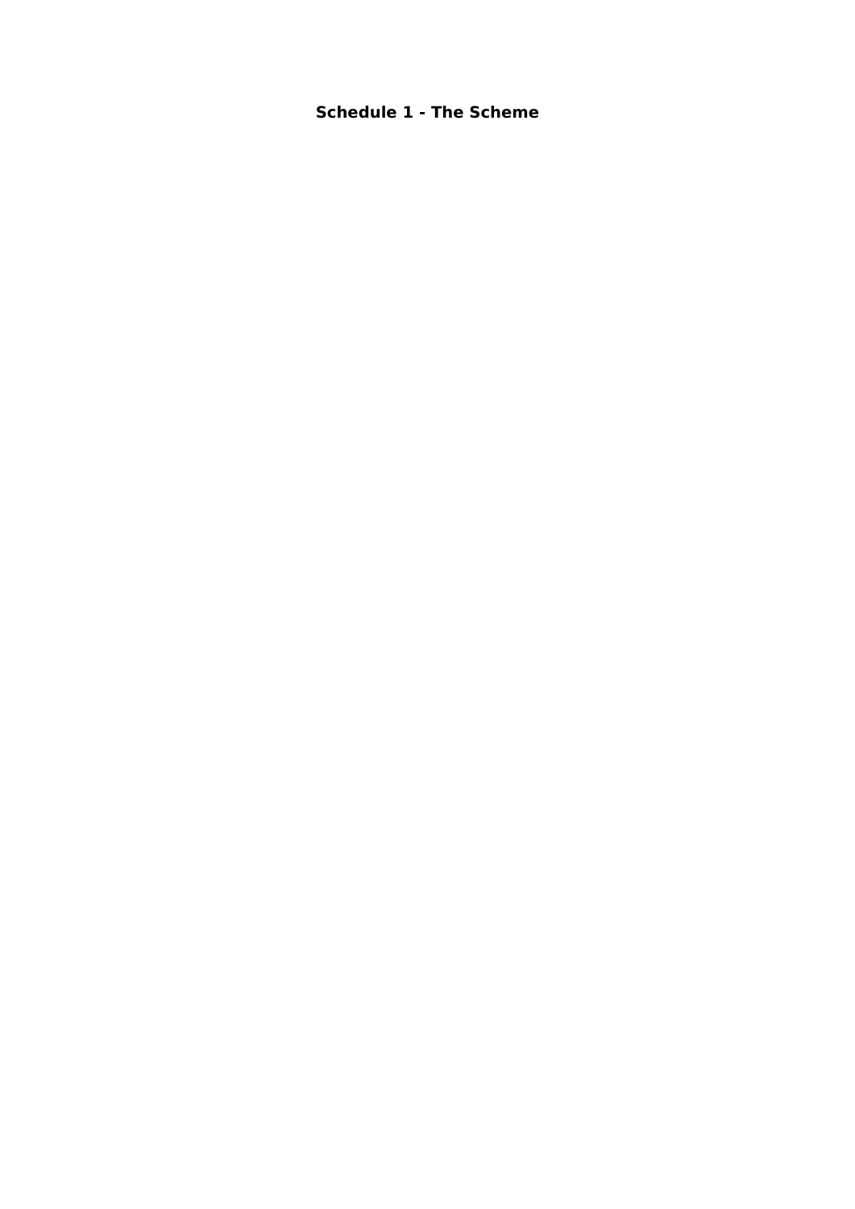# Schedule 1 - The Scheme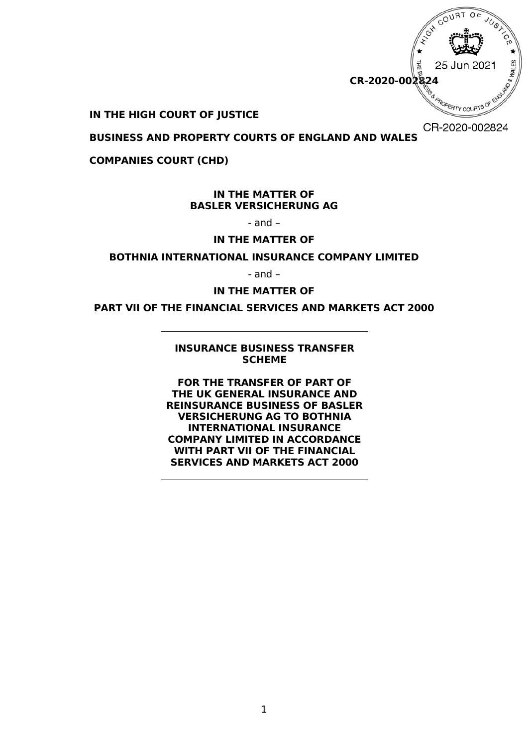CR-2020-002824

**IN THE HIGH COURT OF JUSTICE**

**BUSINESS AND PROPERTY COURTS OF ENGLAND AND WALES**

**COMPANIES COURT (CHD)**

**IN THE MATTER OF**
**BASLER VERSICHERUNG AG**

- and –

**IN THE MATTER OF**

**BOTHNIA INTERNATIONAL INSURANCE COMPANY LIMITED**

- and –

**IN THE MATTER OF**

**PART VII OF THE FINANCIAL SERVICES AND MARKETS ACT 2000**

---

**INSURANCE BUSINESS TRANSFER SCHEME**

**FOR THE TRANSFER OF PART OF THE UK GENERAL INSURANCE AND REINSURANCE BUSINESS OF BASLER VERSICHERUNG AG TO BOTHNIA INTERNATIONAL INSURANCE COMPANY LIMITED IN ACCORDANCE WITH PART VII OF THE FINANCIAL SERVICES AND MARKETS ACT 2000**

---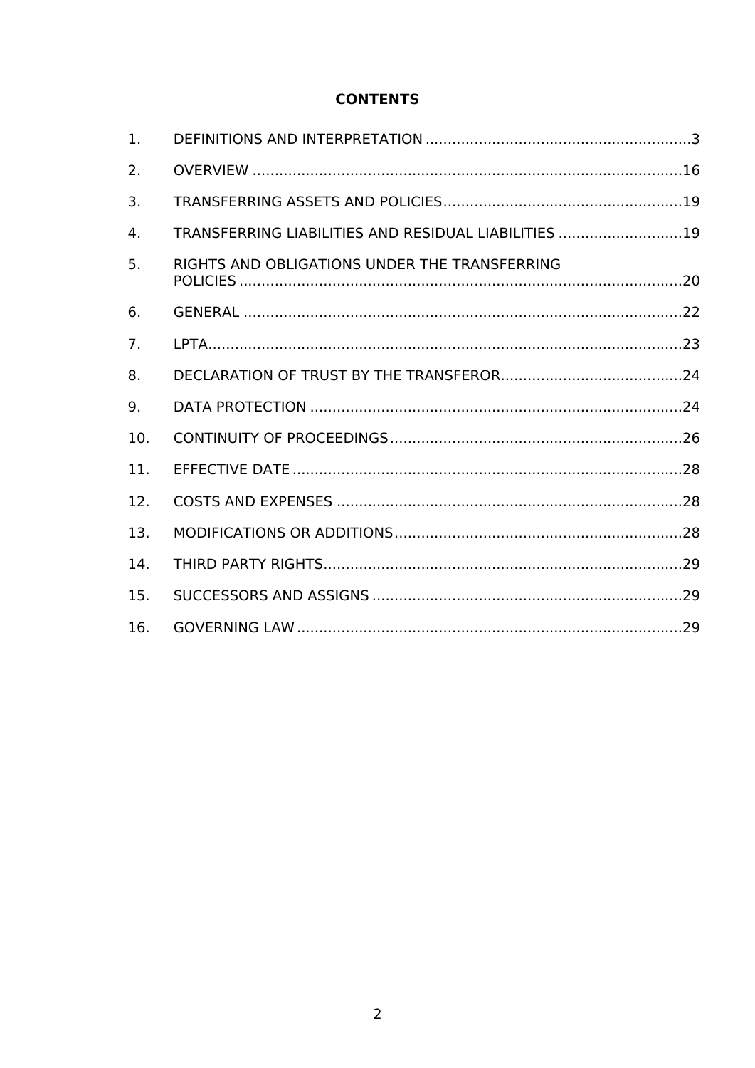# CONTENTS

| | | |
|---|---|---|
| 1. | DEFINITIONS AND INTERPRETATION | 3 |
| 2. | OVERVIEW | 16 |
| 3. | TRANSFERRING ASSETS AND POLICIES | 19 |
| 4. | TRANSFERRING LIABILITIES AND RESIDUAL LIABILITIES | 19 |
| 5. | RIGHTS AND OBLIGATIONS UNDER THE TRANSFERRING POLICIES | 20 |
| 6. | GENERAL | 22 |
| 7. | LPTA | 23 |
| 8. | DECLARATION OF TRUST BY THE TRANSFEROR | 24 |
| 9. | DATA PROTECTION | 24 |
| 10. | CONTINUITY OF PROCEEDINGS | 26 |
| 11. | EFFECTIVE DATE | 28 |
| 12. | COSTS AND EXPENSES | 28 |
| 13. | MODIFICATIONS OR ADDITIONS | 28 |
| 14. | THIRD PARTY RIGHTS | 29 |
| 15. | SUCCESSORS AND ASSIGNS | 29 |
| 16. | GOVERNING LAW | 29 |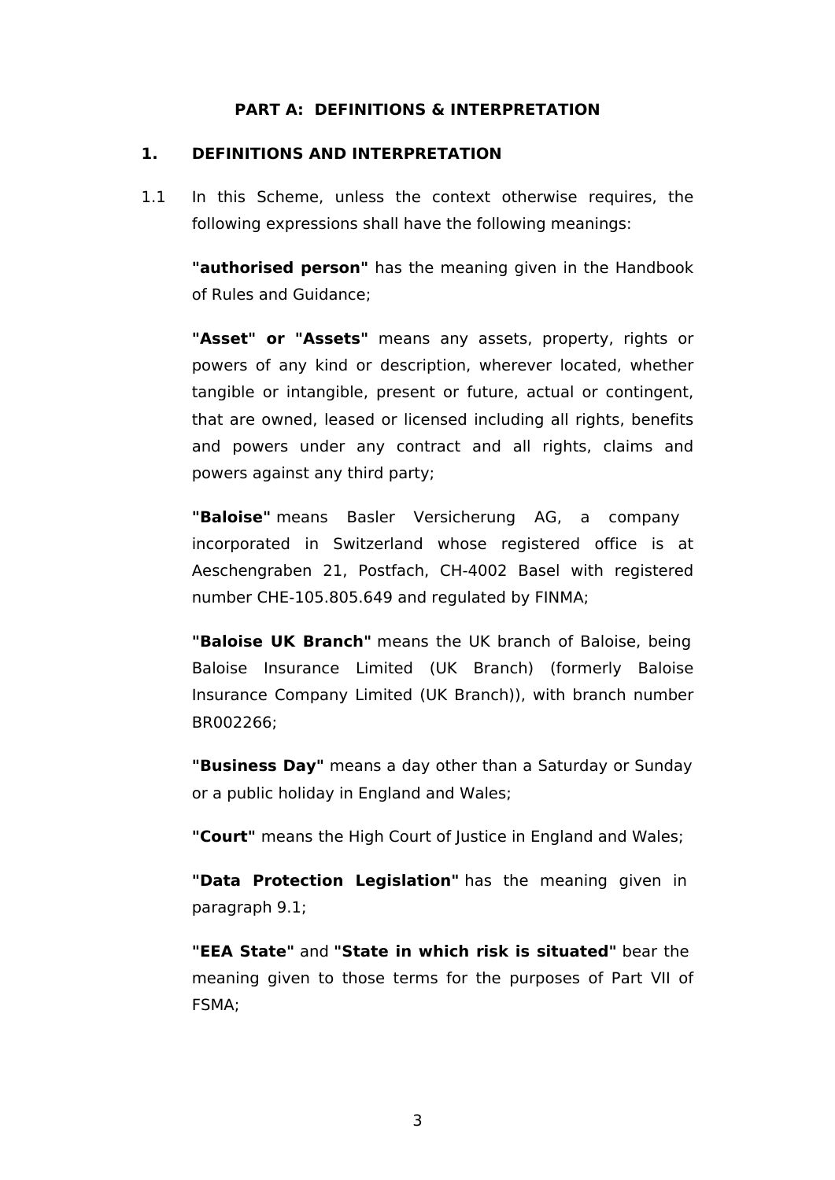## PART A: DEFINITIONS & INTERPRETATION

### 1. DEFINITIONS AND INTERPRETATION

1.1 In this Scheme, unless the context otherwise requires, the following expressions shall have the following meanings:

**"authorised person"** has the meaning given in the Handbook of Rules and Guidance;

**"Asset" or "Assets"** means any assets, property, rights or powers of any kind or description, wherever located, whether tangible or intangible, present or future, actual or contingent, that are owned, leased or licensed including all rights, benefits and powers under any contract and all rights, claims and powers against any third party;

**"Baloise"** means Basler Versicherung AG, a company incorporated in Switzerland whose registered office is at Aeschengraben 21, Postfach, CH-4002 Basel with registered number CHE-105.805.649 and regulated by FINMA;

**"Baloise UK Branch"** means the UK branch of Baloise, being Baloise Insurance Limited (UK Branch) (formerly Baloise Insurance Company Limited (UK Branch)), with branch number BR002266;

**"Business Day"** means a day other than a Saturday or Sunday or a public holiday in England and Wales;

**"Court"** means the High Court of Justice in England and Wales;

**"Data Protection Legislation"** has the meaning given in paragraph 9.1;

**"EEA State"** and **"State in which risk is situated"** bear the meaning given to those terms for the purposes of Part VII of FSMA;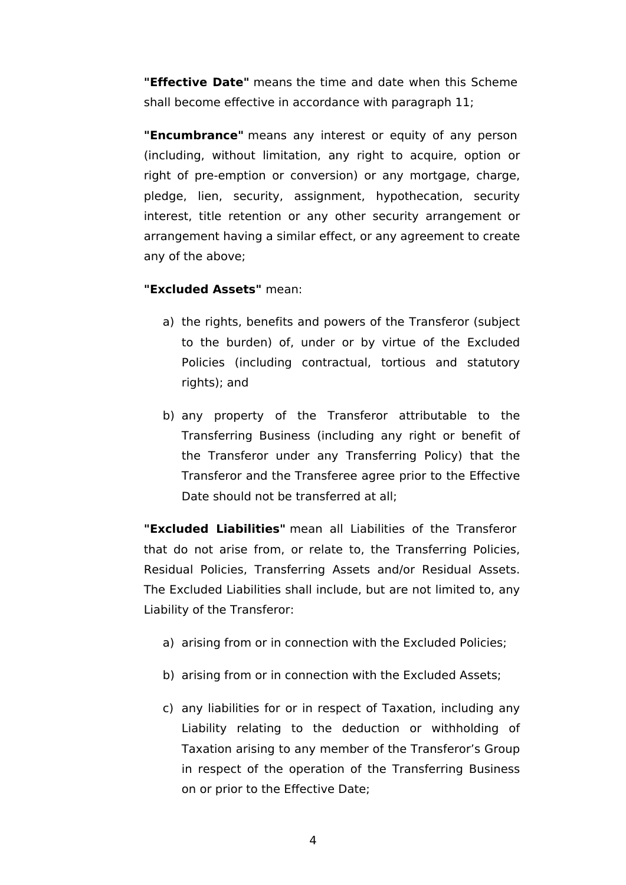**"Effective Date"** means the time and date when this Scheme shall become effective in accordance with paragraph 11;

**"Encumbrance"** means any interest or equity of any person (including, without limitation, any right to acquire, option or right of pre-emption or conversion) or any mortgage, charge, pledge, lien, security, assignment, hypothecation, security interest, title retention or any other security arrangement or arrangement having a similar effect, or any agreement to create any of the above;

**"Excluded Assets"** mean:

a) the rights, benefits and powers of the Transferor (subject to the burden) of, under or by virtue of the Excluded Policies (including contractual, tortious and statutory rights); and

b) any property of the Transferor attributable to the Transferring Business (including any right or benefit of the Transferor under any Transferring Policy) that the Transferor and the Transferee agree prior to the Effective Date should not be transferred at all;

**"Excluded Liabilities"** mean all Liabilities of the Transferor that do not arise from, or relate to, the Transferring Policies, Residual Policies, Transferring Assets and/or Residual Assets. The Excluded Liabilities shall include, but are not limited to, any Liability of the Transferor:

a) arising from or in connection with the Excluded Policies;

b) arising from or in connection with the Excluded Assets;

c) any liabilities for or in respect of Taxation, including any Liability relating to the deduction or withholding of Taxation arising to any member of the Transferor's Group in respect of the operation of the Transferring Business on or prior to the Effective Date;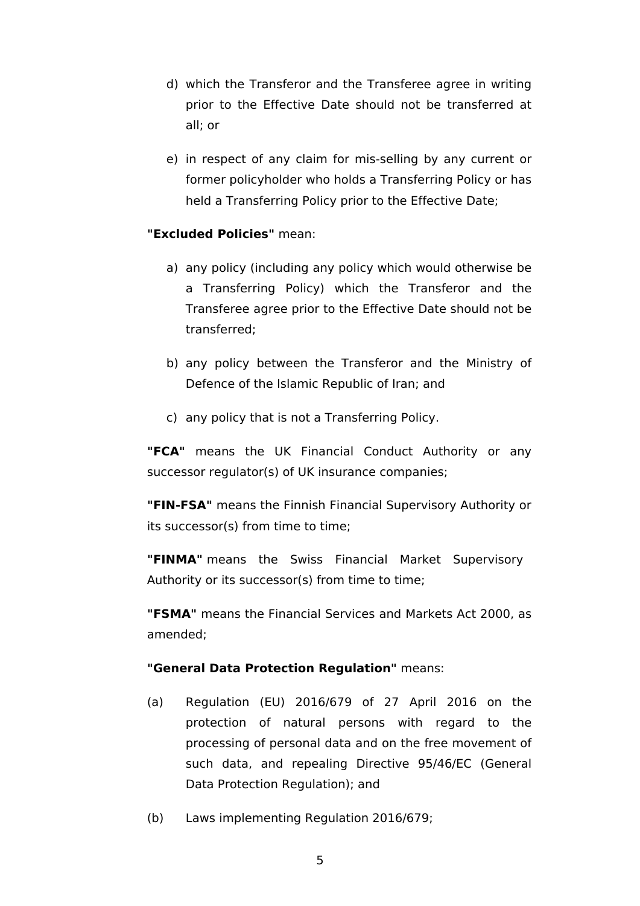d) which the Transferor and the Transferee agree in writing prior to the Effective Date should not be transferred at all; or

e) in respect of any claim for mis-selling by any current or former policyholder who holds a Transferring Policy or has held a Transferring Policy prior to the Effective Date;

**"Excluded Policies"** mean:

a) any policy (including any policy which would otherwise be a Transferring Policy) which the Transferor and the Transferee agree prior to the Effective Date should not be transferred;

b) any policy between the Transferor and the Ministry of Defence of the Islamic Republic of Iran; and

c) any policy that is not a Transferring Policy.

**"FCA"** means the UK Financial Conduct Authority or any successor regulator(s) of UK insurance companies;

**"FIN-FSA"** means the Finnish Financial Supervisory Authority or its successor(s) from time to time;

**"FINMA"** means the Swiss Financial Market Supervisory Authority or its successor(s) from time to time;

**"FSMA"** means the Financial Services and Markets Act 2000, as amended;

**"General Data Protection Regulation"** means:

(a) Regulation (EU) 2016/679 of 27 April 2016 on the protection of natural persons with regard to the processing of personal data and on the free movement of such data, and repealing Directive 95/46/EC (General Data Protection Regulation); and

(b) Laws implementing Regulation 2016/679;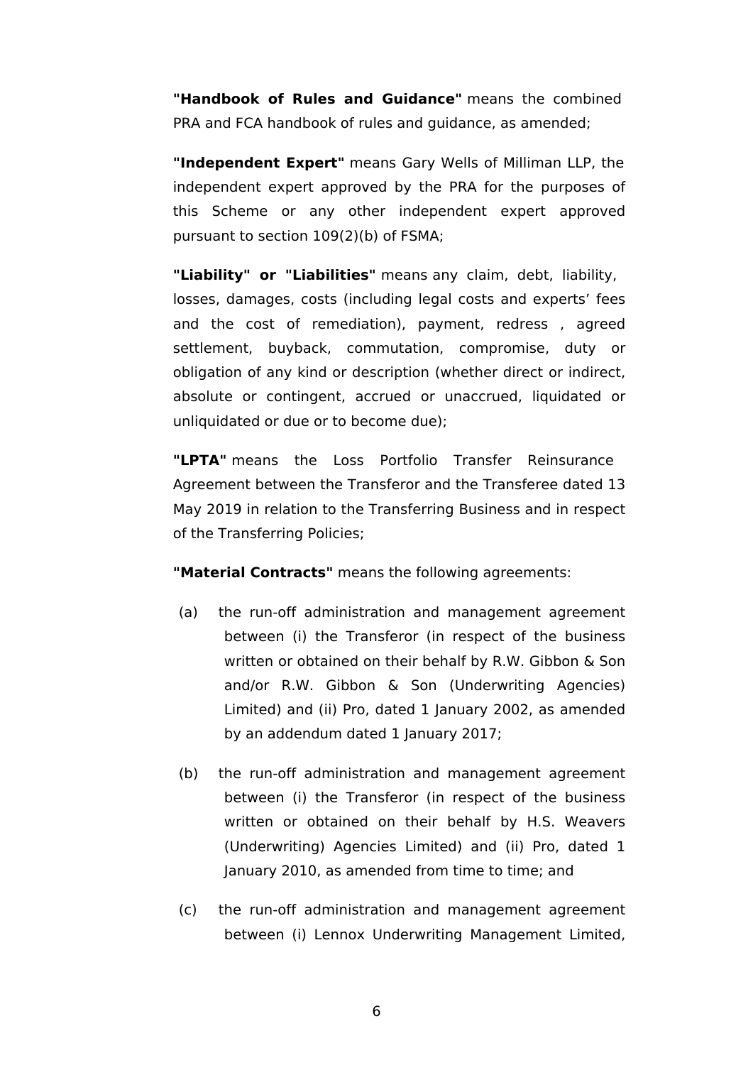**"Handbook of Rules and Guidance"** means the combined PRA and FCA handbook of rules and guidance, as amended;

**"Independent Expert"** means Gary Wells of Milliman LLP, the independent expert approved by the PRA for the purposes of this Scheme or any other independent expert approved pursuant to section 109(2)(b) of FSMA;

**"Liability" or "Liabilities"** means any claim, debt, liability, losses, damages, costs (including legal costs and experts' fees and the cost of remediation), payment, redress , agreed settlement, buyback, commutation, compromise, duty or obligation of any kind or description (whether direct or indirect, absolute or contingent, accrued or unaccrued, liquidated or unliquidated or due or to become due);

**"LPTA"** means the Loss Portfolio Transfer Reinsurance Agreement between the Transferor and the Transferee dated 13 May 2019 in relation to the Transferring Business and in respect of the Transferring Policies;

**"Material Contracts"** means the following agreements:

(a) the run-off administration and management agreement between (i) the Transferor (in respect of the business written or obtained on their behalf by R.W. Gibbon & Son and/or R.W. Gibbon & Son (Underwriting Agencies) Limited) and (ii) Pro, dated 1 January 2002, as amended by an addendum dated 1 January 2017;

(b) the run-off administration and management agreement between (i) the Transferor (in respect of the business written or obtained on their behalf by H.S. Weavers (Underwriting) Agencies Limited) and (ii) Pro, dated 1 January 2010, as amended from time to time; and

(c) the run-off administration and management agreement between (i) Lennox Underwriting Management Limited,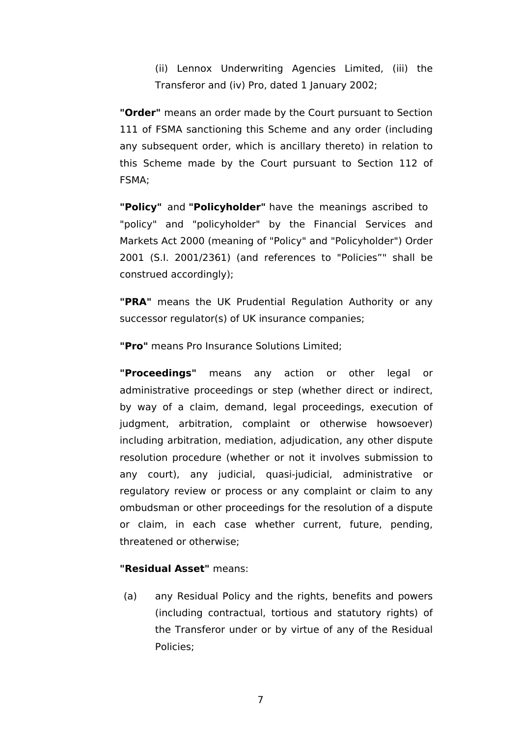(ii) Lennox Underwriting Agencies Limited, (iii) the Transferor and (iv) Pro, dated 1 January 2002;

**"Order"** means an order made by the Court pursuant to Section 111 of FSMA sanctioning this Scheme and any order (including any subsequent order, which is ancillary thereto) in relation to this Scheme made by the Court pursuant to Section 112 of FSMA;

**"Policy"** and **"Policyholder"** have the meanings ascribed to "policy" and "policyholder" by the Financial Services and Markets Act 2000 (meaning of "Policy" and "Policyholder") Order 2001 (S.I. 2001/2361) (and references to "Policies”" shall be construed accordingly);

**"PRA"** means the UK Prudential Regulation Authority or any successor regulator(s) of UK insurance companies;

**"Pro"** means Pro Insurance Solutions Limited;

**"Proceedings"** means any action or other legal or administrative proceedings or step (whether direct or indirect, by way of a claim, demand, legal proceedings, execution of judgment, arbitration, complaint or otherwise howsoever) including arbitration, mediation, adjudication, any other dispute resolution procedure (whether or not it involves submission to any court), any judicial, quasi-judicial, administrative or regulatory review or process or any complaint or claim to any ombudsman or other proceedings for the resolution of a dispute or claim, in each case whether current, future, pending, threatened or otherwise;

**"Residual Asset"** means:

(a) any Residual Policy and the rights, benefits and powers (including contractual, tortious and statutory rights) of the Transferor under or by virtue of any of the Residual Policies;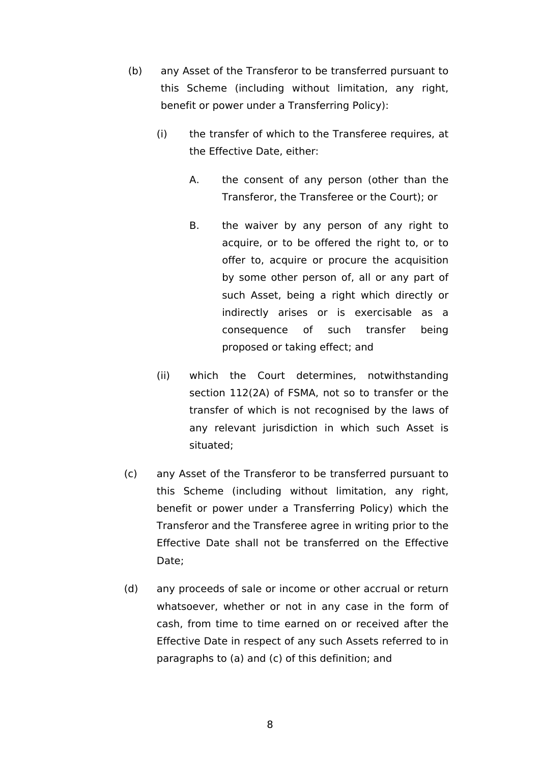(b) any Asset of the Transferor to be transferred pursuant to this Scheme (including without limitation, any right, benefit or power under a Transferring Policy):

  (i) the transfer of which to the Transferee requires, at the Effective Date, either:

    A. the consent of any person (other than the Transferor, the Transferee or the Court); or

    B. the waiver by any person of any right to acquire, or to be offered the right to, or to offer to, acquire or procure the acquisition by some other person of, all or any part of such Asset, being a right which directly or indirectly arises or is exercisable as a consequence of such transfer being proposed or taking effect; and

  (ii) which the Court determines, notwithstanding section 112(2A) of FSMA, not so to transfer or the transfer of which is not recognised by the laws of any relevant jurisdiction in which such Asset is situated;

(c) any Asset of the Transferor to be transferred pursuant to this Scheme (including without limitation, any right, benefit or power under a Transferring Policy) which the Transferor and the Transferee agree in writing prior to the Effective Date shall not be transferred on the Effective Date;

(d) any proceeds of sale or income or other accrual or return whatsoever, whether or not in any case in the form of cash, from time to time earned on or received after the Effective Date in respect of any such Assets referred to in paragraphs to (a) and (c) of this definition; and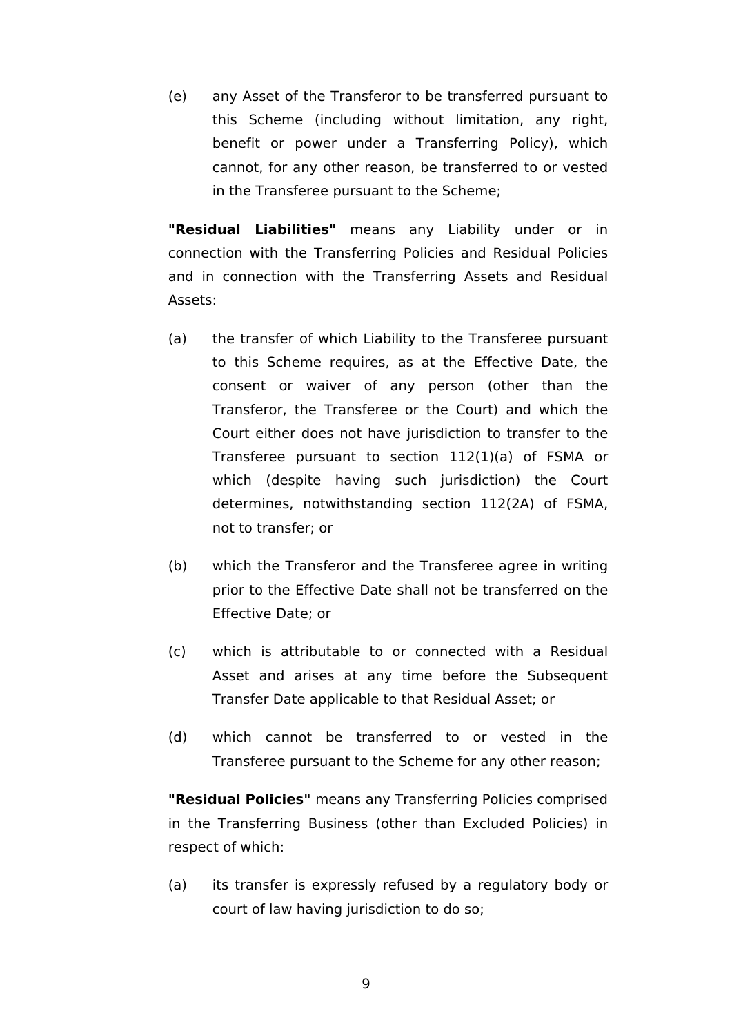(e) any Asset of the Transferor to be transferred pursuant to this Scheme (including without limitation, any right, benefit or power under a Transferring Policy), which cannot, for any other reason, be transferred to or vested in the Transferee pursuant to the Scheme;

**"Residual Liabilities"** means any Liability under or in connection with the Transferring Policies and Residual Policies and in connection with the Transferring Assets and Residual Assets:

(a) the transfer of which Liability to the Transferee pursuant to this Scheme requires, as at the Effective Date, the consent or waiver of any person (other than the Transferor, the Transferee or the Court) and which the Court either does not have jurisdiction to transfer to the Transferee pursuant to section 112(1)(a) of FSMA or which (despite having such jurisdiction) the Court determines, notwithstanding section 112(2A) of FSMA, not to transfer; or

(b) which the Transferor and the Transferee agree in writing prior to the Effective Date shall not be transferred on the Effective Date; or

(c) which is attributable to or connected with a Residual Asset and arises at any time before the Subsequent Transfer Date applicable to that Residual Asset; or

(d) which cannot be transferred to or vested in the Transferee pursuant to the Scheme for any other reason;

**"Residual Policies"** means any Transferring Policies comprised in the Transferring Business (other than Excluded Policies) in respect of which:

(a) its transfer is expressly refused by a regulatory body or court of law having jurisdiction to do so;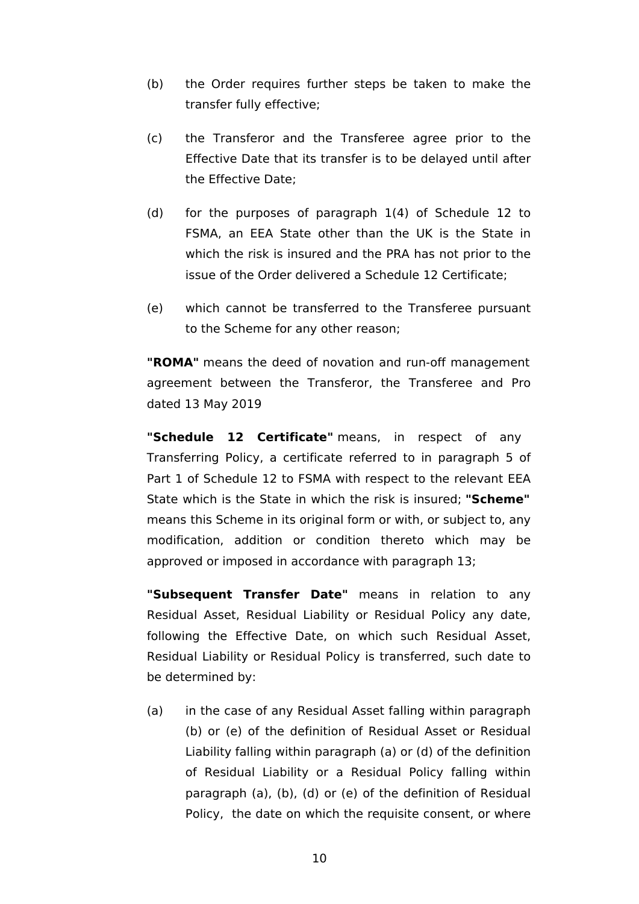(b) the Order requires further steps be taken to make the transfer fully effective;

(c) the Transferor and the Transferee agree prior to the Effective Date that its transfer is to be delayed until after the Effective Date;

(d) for the purposes of paragraph 1(4) of Schedule 12 to FSMA, an EEA State other than the UK is the State in which the risk is insured and the PRA has not prior to the issue of the Order delivered a Schedule 12 Certificate;

(e) which cannot be transferred to the Transferee pursuant to the Scheme for any other reason;

**"ROMA"** means the deed of novation and run-off management agreement between the Transferor, the Transferee and Pro dated 13 May 2019

**"Schedule 12 Certificate"** means, in respect of any Transferring Policy, a certificate referred to in paragraph 5 of Part 1 of Schedule 12 to FSMA with respect to the relevant EEA State which is the State in which the risk is insured; **"Scheme"** means this Scheme in its original form or with, or subject to, any modification, addition or condition thereto which may be approved or imposed in accordance with paragraph 13;

**"Subsequent Transfer Date"** means in relation to any Residual Asset, Residual Liability or Residual Policy any date, following the Effective Date, on which such Residual Asset, Residual Liability or Residual Policy is transferred, such date to be determined by:

(a) in the case of any Residual Asset falling within paragraph (b) or (e) of the definition of Residual Asset or Residual Liability falling within paragraph (a) or (d) of the definition of Residual Liability or a Residual Policy falling within paragraph (a), (b), (d) or (e) of the definition of Residual Policy, the date on which the requisite consent, or where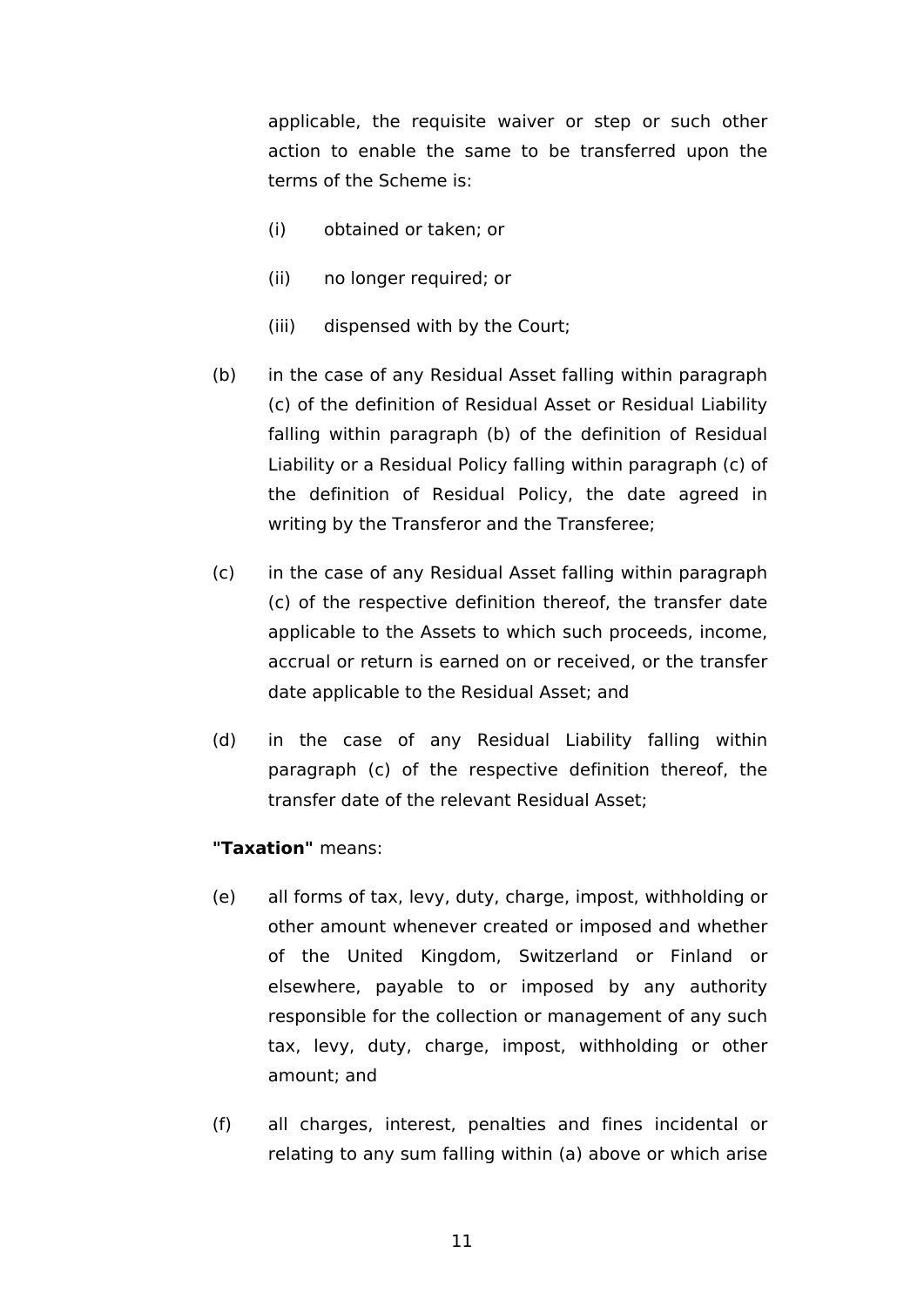applicable, the requisite waiver or step or such other action to enable the same to be transferred upon the terms of the Scheme is:

(i) obtained or taken; or

(ii) no longer required; or

(iii) dispensed with by the Court;

(b) in the case of any Residual Asset falling within paragraph (c) of the definition of Residual Asset or Residual Liability falling within paragraph (b) of the definition of Residual Liability or a Residual Policy falling within paragraph (c) of the definition of Residual Policy, the date agreed in writing by the Transferor and the Transferee;

(c) in the case of any Residual Asset falling within paragraph (c) of the respective definition thereof, the transfer date applicable to the Assets to which such proceeds, income, accrual or return is earned on or received, or the transfer date applicable to the Residual Asset; and

(d) in the case of any Residual Liability falling within paragraph (c) of the respective definition thereof, the transfer date of the relevant Residual Asset;

**"Taxation"** means:

(e) all forms of tax, levy, duty, charge, impost, withholding or other amount whenever created or imposed and whether of the United Kingdom, Switzerland or Finland or elsewhere, payable to or imposed by any authority responsible for the collection or management of any such tax, levy, duty, charge, impost, withholding or other amount; and

(f) all charges, interest, penalties and fines incidental or relating to any sum falling within (a) above or which arise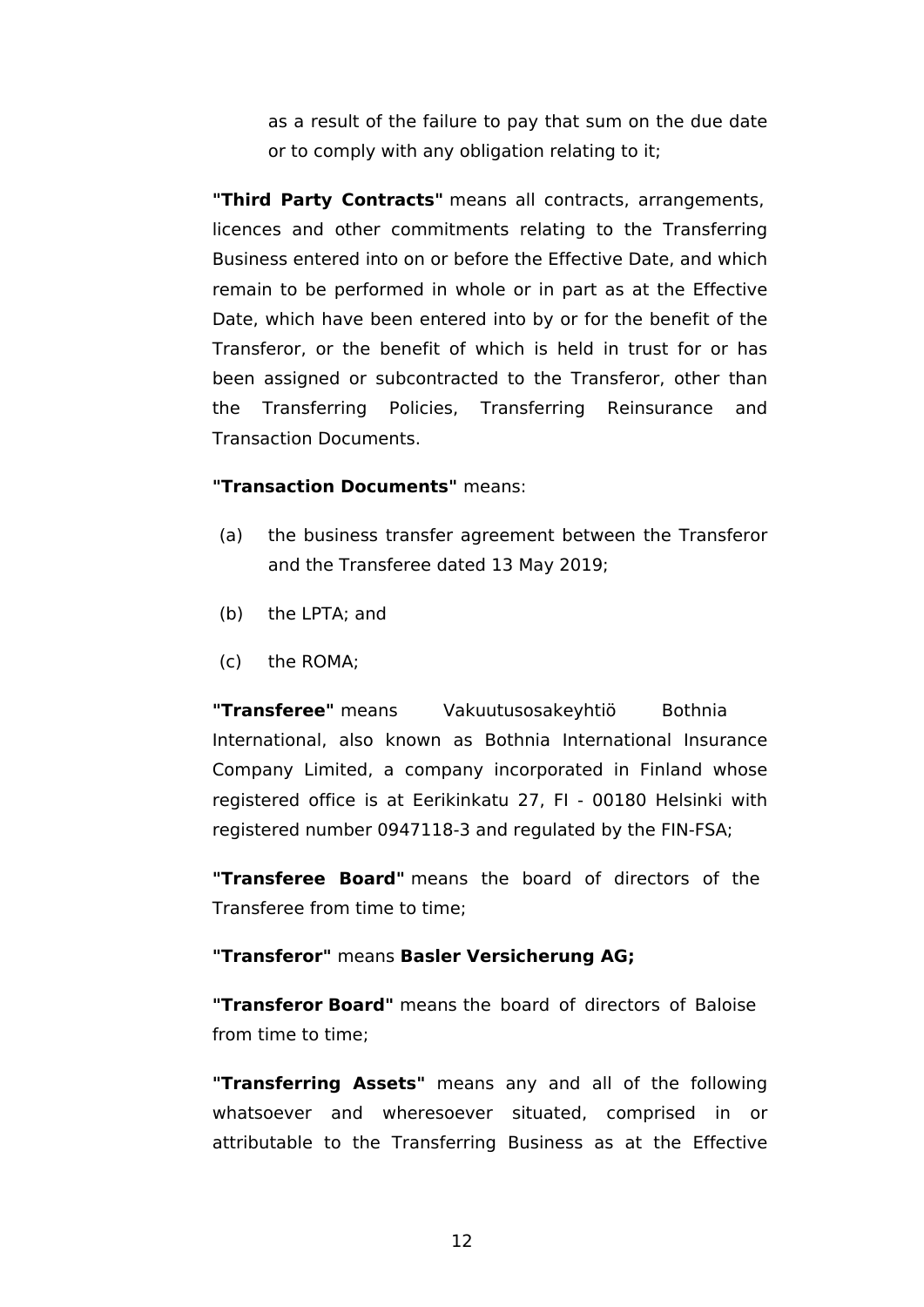as a result of the failure to pay that sum on the due date or to comply with any obligation relating to it;

**"Third Party Contracts"** means all contracts, arrangements, licences and other commitments relating to the Transferring Business entered into on or before the Effective Date, and which remain to be performed in whole or in part as at the Effective Date, which have been entered into by or for the benefit of the Transferor, or the benefit of which is held in trust for or has been assigned or subcontracted to the Transferor, other than the Transferring Policies, Transferring Reinsurance and Transaction Documents.

**"Transaction Documents"** means:

(a) the business transfer agreement between the Transferor and the Transferee dated 13 May 2019;

(b) the LPTA; and

(c) the ROMA;

**"Transferee"** means Vakuutusosakeyhtiö Bothnia International, also known as Bothnia International Insurance Company Limited, a company incorporated in Finland whose registered office is at Eerikinkatu 27, FI - 00180 Helsinki with registered number 0947118-3 and regulated by the FIN-FSA;

**"Transferee Board"** means the board of directors of the Transferee from time to time;

**"Transferor"** means **Basler Versicherung AG;**

**"Transferor Board"** means the board of directors of Baloise from time to time;

**"Transferring Assets"** means any and all of the following whatsoever and wheresoever situated, comprised in or attributable to the Transferring Business as at the Effective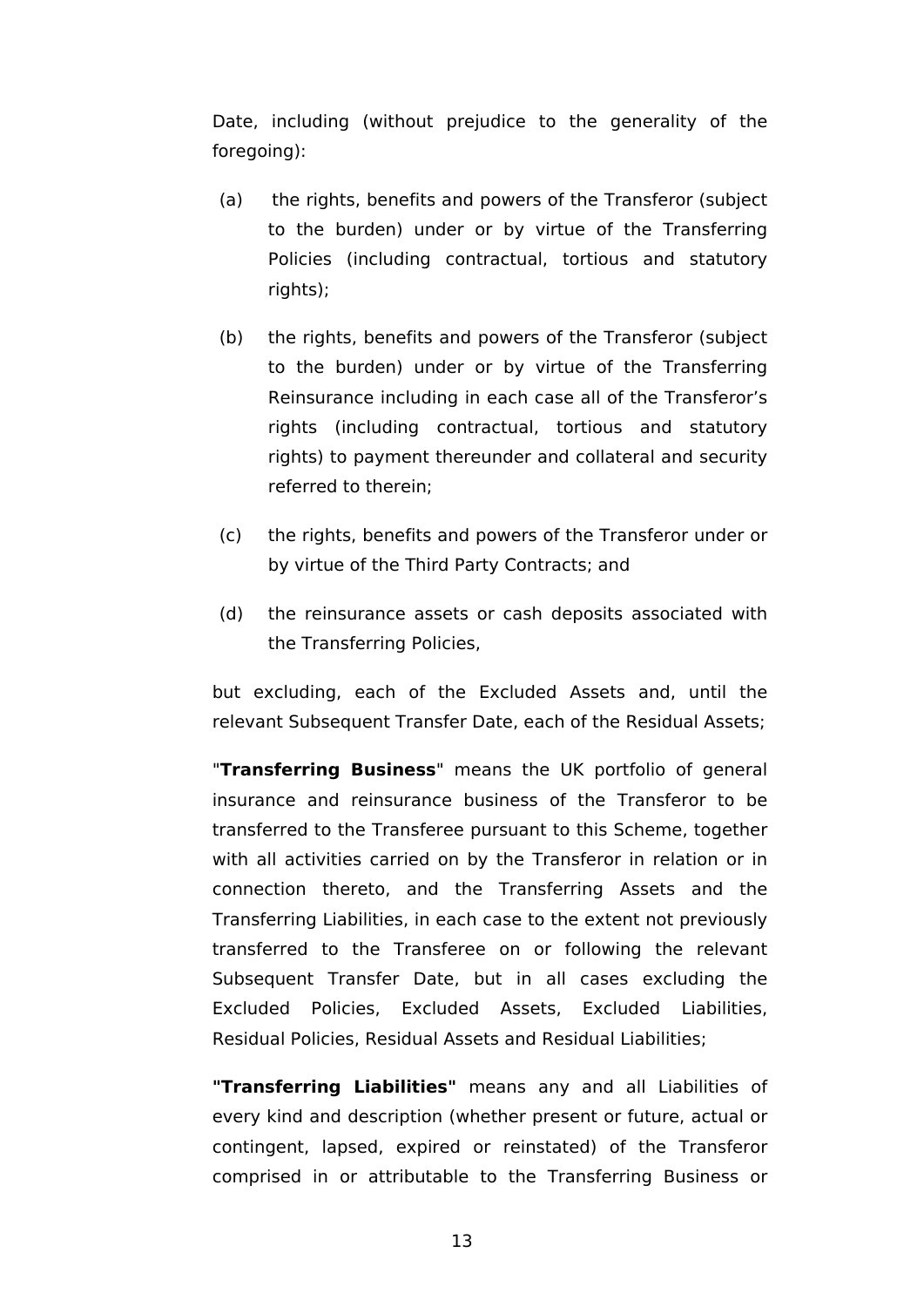Date, including (without prejudice to the generality of the foregoing):

(a) the rights, benefits and powers of the Transferor (subject to the burden) under or by virtue of the Transferring Policies (including contractual, tortious and statutory rights);

(b) the rights, benefits and powers of the Transferor (subject to the burden) under or by virtue of the Transferring Reinsurance including in each case all of the Transferor's rights (including contractual, tortious and statutory rights) to payment thereunder and collateral and security referred to therein;

(c) the rights, benefits and powers of the Transferor under or by virtue of the Third Party Contracts; and

(d) the reinsurance assets or cash deposits associated with the Transferring Policies,

but excluding, each of the Excluded Assets and, until the relevant Subsequent Transfer Date, each of the Residual Assets;

"**Transferring Business**" means the UK portfolio of general insurance and reinsurance business of the Transferor to be transferred to the Transferee pursuant to this Scheme, together with all activities carried on by the Transferor in relation or in connection thereto, and the Transferring Assets and the Transferring Liabilities, in each case to the extent not previously transferred to the Transferee on or following the relevant Subsequent Transfer Date, but in all cases excluding the Excluded Policies, Excluded Assets, Excluded Liabilities, Residual Policies, Residual Assets and Residual Liabilities;

**"Transferring Liabilities"** means any and all Liabilities of every kind and description (whether present or future, actual or contingent, lapsed, expired or reinstated) of the Transferor comprised in or attributable to the Transferring Business or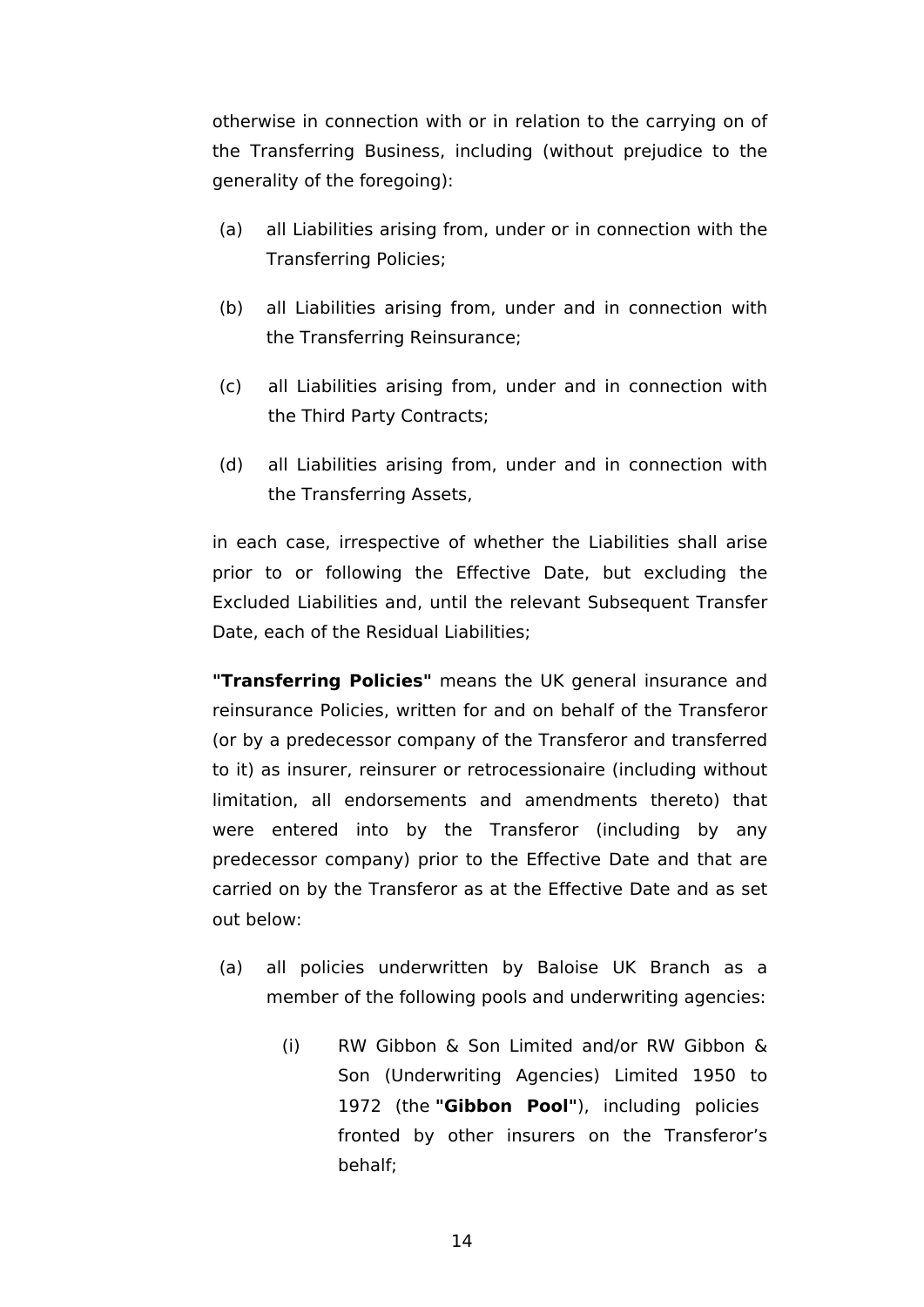otherwise in connection with or in relation to the carrying on of the Transferring Business, including (without prejudice to the generality of the foregoing):

(a) all Liabilities arising from, under or in connection with the Transferring Policies;

(b) all Liabilities arising from, under and in connection with the Transferring Reinsurance;

(c) all Liabilities arising from, under and in connection with the Third Party Contracts;

(d) all Liabilities arising from, under and in connection with the Transferring Assets,

in each case, irrespective of whether the Liabilities shall arise prior to or following the Effective Date, but excluding the Excluded Liabilities and, until the relevant Subsequent Transfer Date, each of the Residual Liabilities;

**"Transferring Policies"** means the UK general insurance and reinsurance Policies, written for and on behalf of the Transferor (or by a predecessor company of the Transferor and transferred to it) as insurer, reinsurer or retrocessionaire (including without limitation, all endorsements and amendments thereto) that were entered into by the Transferor (including by any predecessor company) prior to the Effective Date and that are carried on by the Transferor as at the Effective Date and as set out below:

(a) all policies underwritten by Baloise UK Branch as a member of the following pools and underwriting agencies:

   (i) RW Gibbon & Son Limited and/or RW Gibbon & Son (Underwriting Agencies) Limited 1950 to 1972 (the **"Gibbon Pool"**), including policies fronted by other insurers on the Transferor's behalf;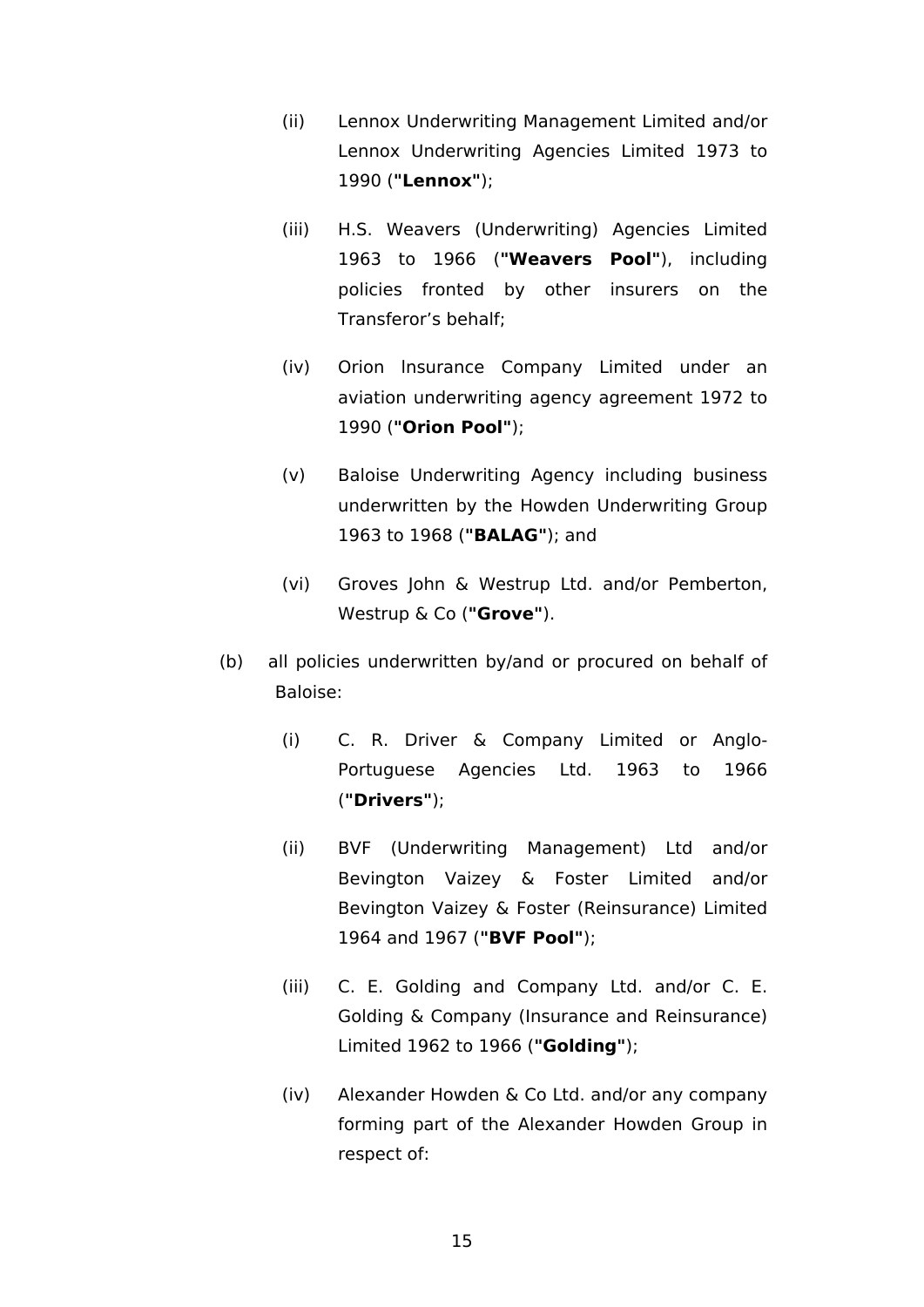(ii) Lennox Underwriting Management Limited and/or Lennox Underwriting Agencies Limited 1973 to 1990 (**"Lennox"**);

(iii) H.S. Weavers (Underwriting) Agencies Limited 1963 to 1966 (**"Weavers Pool"**), including policies fronted by other insurers on the Transferor's behalf;

(iv) Orion lnsurance Company Limited under an aviation underwriting agency agreement 1972 to 1990 (**"Orion Pool"**);

(v) Baloise Underwriting Agency including business underwritten by the Howden Underwriting Group 1963 to 1968 (**"BALAG"**); and

(vi) Groves John & Westrup Ltd. and/or Pemberton, Westrup & Co (**"Grove"**).

(b) all policies underwritten by/and or procured on behalf of Baloise:

(i) C. R. Driver & Company Limited or Anglo-Portuguese Agencies Ltd. 1963 to 1966 (**"Drivers"**);

(ii) BVF (Underwriting Management) Ltd and/or Bevington Vaizey & Foster Limited and/or Bevington Vaizey & Foster (Reinsurance) Limited 1964 and 1967 (**"BVF Pool"**);

(iii) C. E. Golding and Company Ltd. and/or C. E. Golding & Company (Insurance and Reinsurance) Limited 1962 to 1966 (**"Golding"**);

(iv) Alexander Howden & Co Ltd. and/or any company forming part of the Alexander Howden Group in respect of: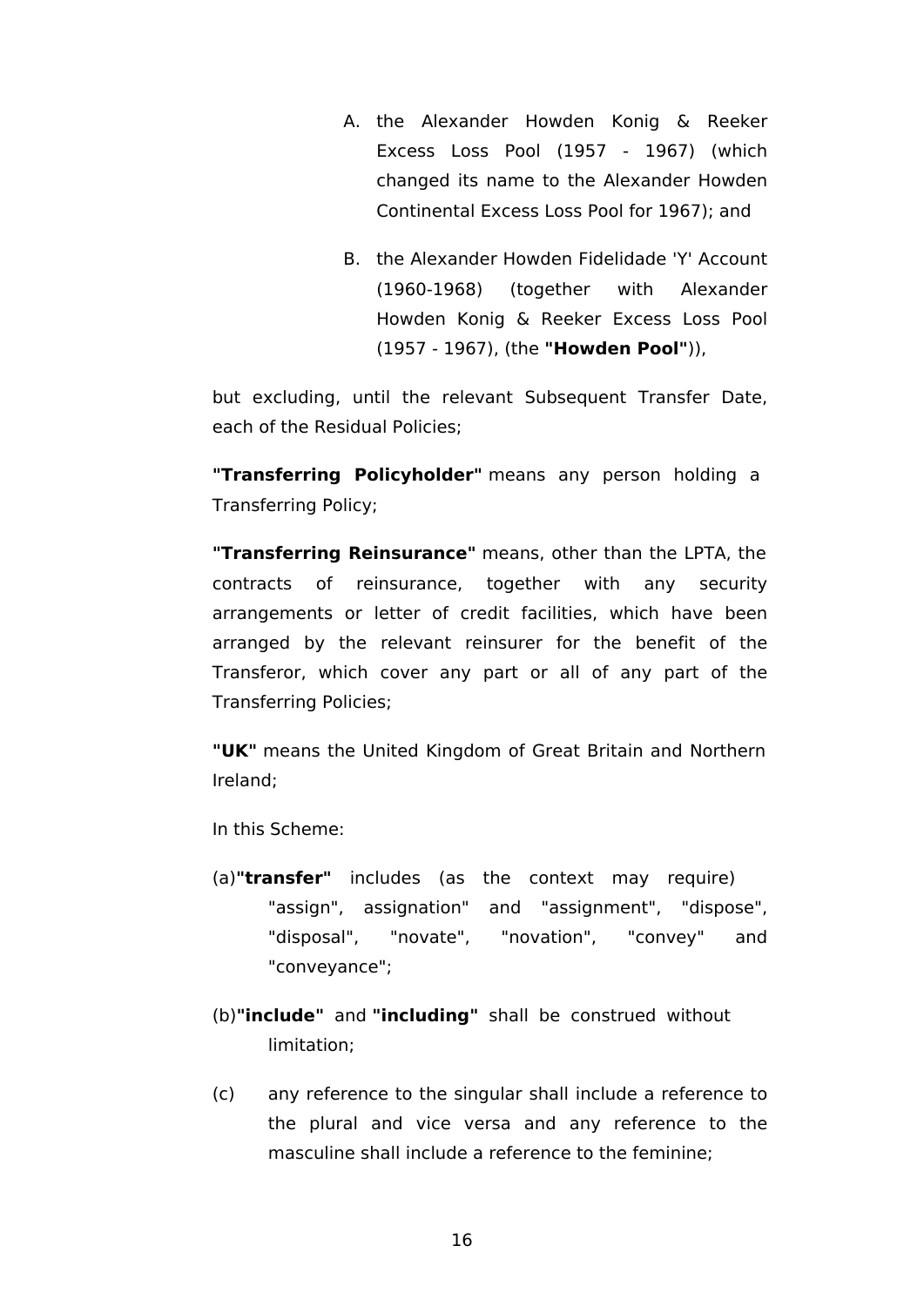A. the Alexander Howden Konig & Reeker Excess Loss Pool (1957 - 1967) (which changed its name to the Alexander Howden Continental Excess Loss Pool for 1967); and

B. the Alexander Howden Fidelidade 'Y' Account (1960-1968) (together with Alexander Howden Konig & Reeker Excess Loss Pool (1957 - 1967), (the **"Howden Pool"**)),

but excluding, until the relevant Subsequent Transfer Date, each of the Residual Policies;

**"Transferring Policyholder"** means any person holding a Transferring Policy;

**"Transferring Reinsurance"** means, other than the LPTA, the contracts of reinsurance, together with any security arrangements or letter of credit facilities, which have been arranged by the relevant reinsurer for the benefit of the Transferor, which cover any part or all of any part of the Transferring Policies;

**"UK"** means the United Kingdom of Great Britain and Northern Ireland;

In this Scheme:

(a) **"transfer"** includes (as the context may require) "assign", assignation" and "assignment", "dispose", "disposal", "novate", "novation", "convey" and "conveyance";

(b) **"include"** and **"including"** shall be construed without limitation;

(c) any reference to the singular shall include a reference to the plural and vice versa and any reference to the masculine shall include a reference to the feminine;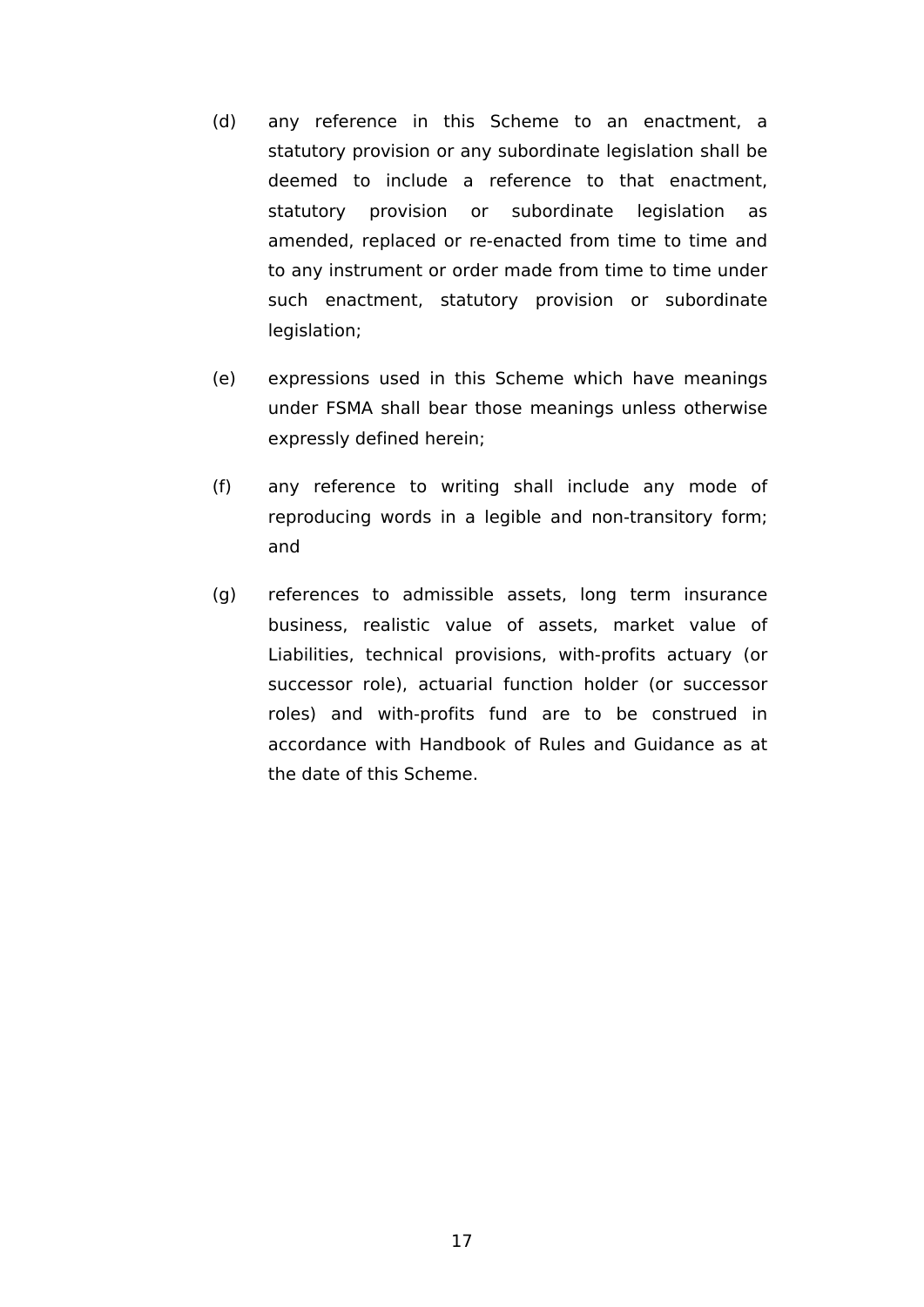(d) any reference in this Scheme to an enactment, a statutory provision or any subordinate legislation shall be deemed to include a reference to that enactment, statutory provision or subordinate legislation as amended, replaced or re-enacted from time to time and to any instrument or order made from time to time under such enactment, statutory provision or subordinate legislation;

(e) expressions used in this Scheme which have meanings under FSMA shall bear those meanings unless otherwise expressly defined herein;

(f) any reference to writing shall include any mode of reproducing words in a legible and non-transitory form; and

(g) references to admissible assets, long term insurance business, realistic value of assets, market value of Liabilities, technical provisions, with-profits actuary (or successor role), actuarial function holder (or successor roles) and with-profits fund are to be construed in accordance with Handbook of Rules and Guidance as at the date of this Scheme.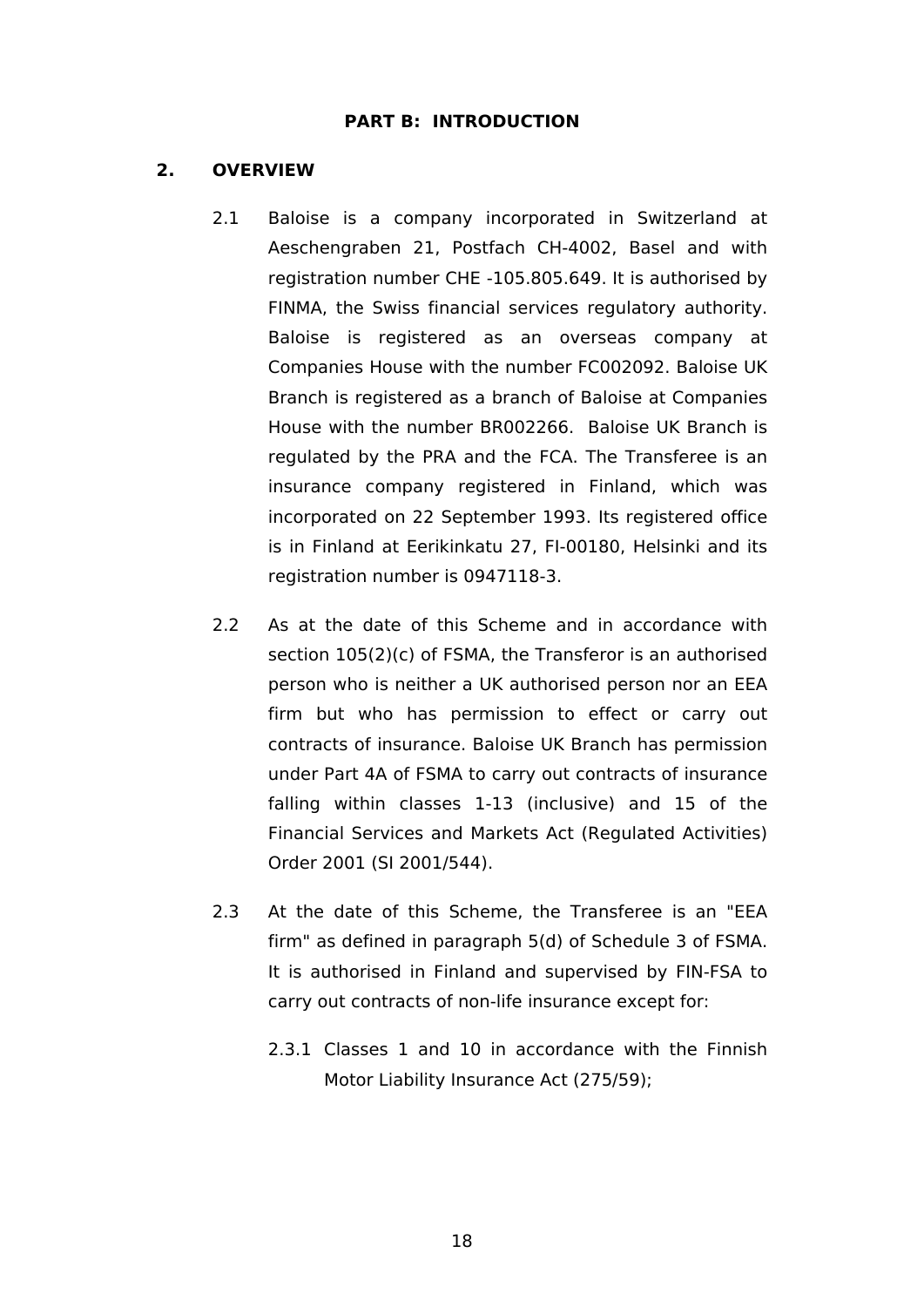## PART B: INTRODUCTION

### 2. OVERVIEW

2.1 Baloise is a company incorporated in Switzerland at Aeschengraben 21, Postfach CH-4002, Basel and with registration number CHE -105.805.649. It is authorised by FINMA, the Swiss financial services regulatory authority. Baloise is registered as an overseas company at Companies House with the number FC002092. Baloise UK Branch is registered as a branch of Baloise at Companies House with the number BR002266. Baloise UK Branch is regulated by the PRA and the FCA. The Transferee is an insurance company registered in Finland, which was incorporated on 22 September 1993. Its registered office is in Finland at Eerikinkatu 27, FI-00180, Helsinki and its registration number is 0947118-3.

2.2 As at the date of this Scheme and in accordance with section 105(2)(c) of FSMA, the Transferor is an authorised person who is neither a UK authorised person nor an EEA firm but who has permission to effect or carry out contracts of insurance. Baloise UK Branch has permission under Part 4A of FSMA to carry out contracts of insurance falling within classes 1-13 (inclusive) and 15 of the Financial Services and Markets Act (Regulated Activities) Order 2001 (SI 2001/544).

2.3 At the date of this Scheme, the Transferee is an "EEA firm" as defined in paragraph 5(d) of Schedule 3 of FSMA. It is authorised in Finland and supervised by FIN-FSA to carry out contracts of non-life insurance except for:

2.3.1 Classes 1 and 10 in accordance with the Finnish Motor Liability Insurance Act (275/59);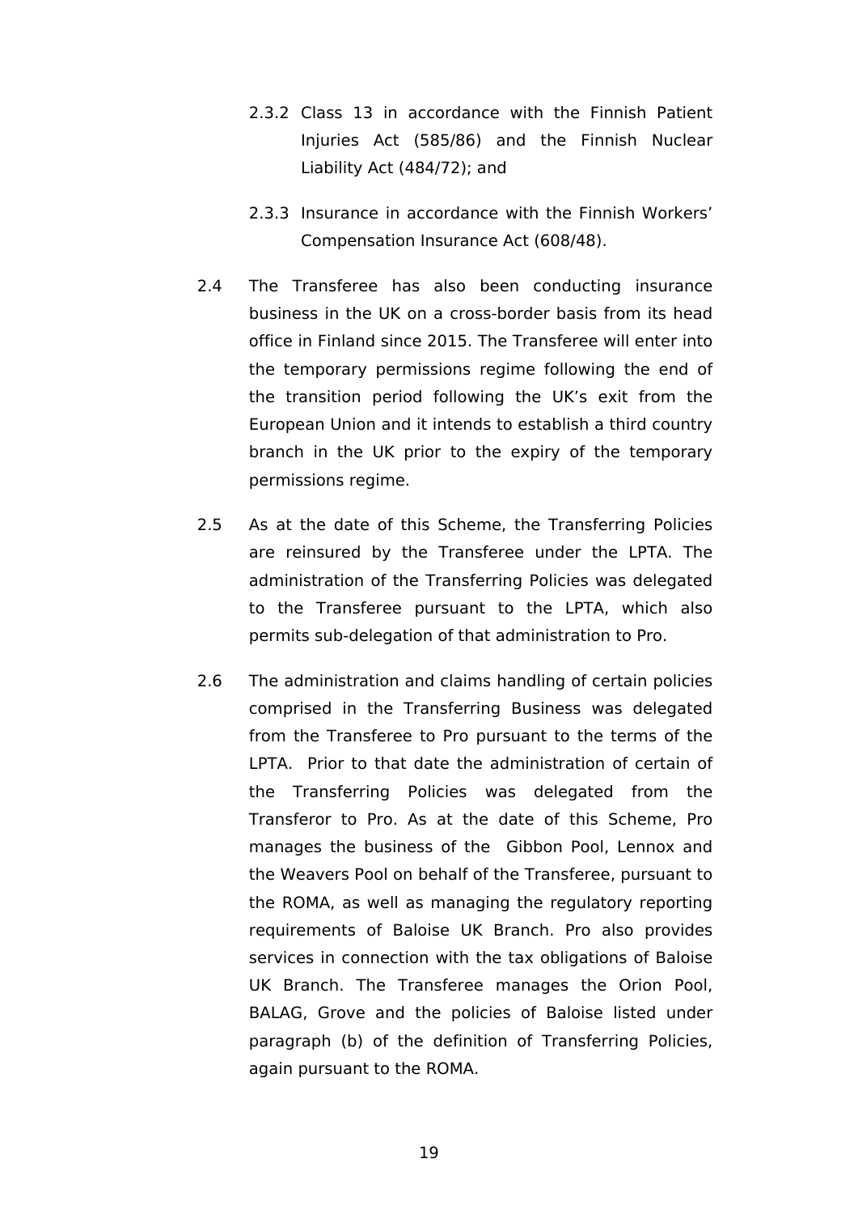2.3.2 Class 13 in accordance with the Finnish Patient Injuries Act (585/86) and the Finnish Nuclear Liability Act (484/72); and

2.3.3 Insurance in accordance with the Finnish Workers' Compensation Insurance Act (608/48).

2.4 The Transferee has also been conducting insurance business in the UK on a cross-border basis from its head office in Finland since 2015. The Transferee will enter into the temporary permissions regime following the end of the transition period following the UK's exit from the European Union and it intends to establish a third country branch in the UK prior to the expiry of the temporary permissions regime.

2.5 As at the date of this Scheme, the Transferring Policies are reinsured by the Transferee under the LPTA. The administration of the Transferring Policies was delegated to the Transferee pursuant to the LPTA, which also permits sub-delegation of that administration to Pro.

2.6 The administration and claims handling of certain policies comprised in the Transferring Business was delegated from the Transferee to Pro pursuant to the terms of the LPTA. Prior to that date the administration of certain of the Transferring Policies was delegated from the Transferor to Pro. As at the date of this Scheme, Pro manages the business of the Gibbon Pool, Lennox and the Weavers Pool on behalf of the Transferee, pursuant to the ROMA, as well as managing the regulatory reporting requirements of Baloise UK Branch. Pro also provides services in connection with the tax obligations of Baloise UK Branch. The Transferee manages the Orion Pool, BALAG, Grove and the policies of Baloise listed under paragraph (b) of the definition of Transferring Policies, again pursuant to the ROMA.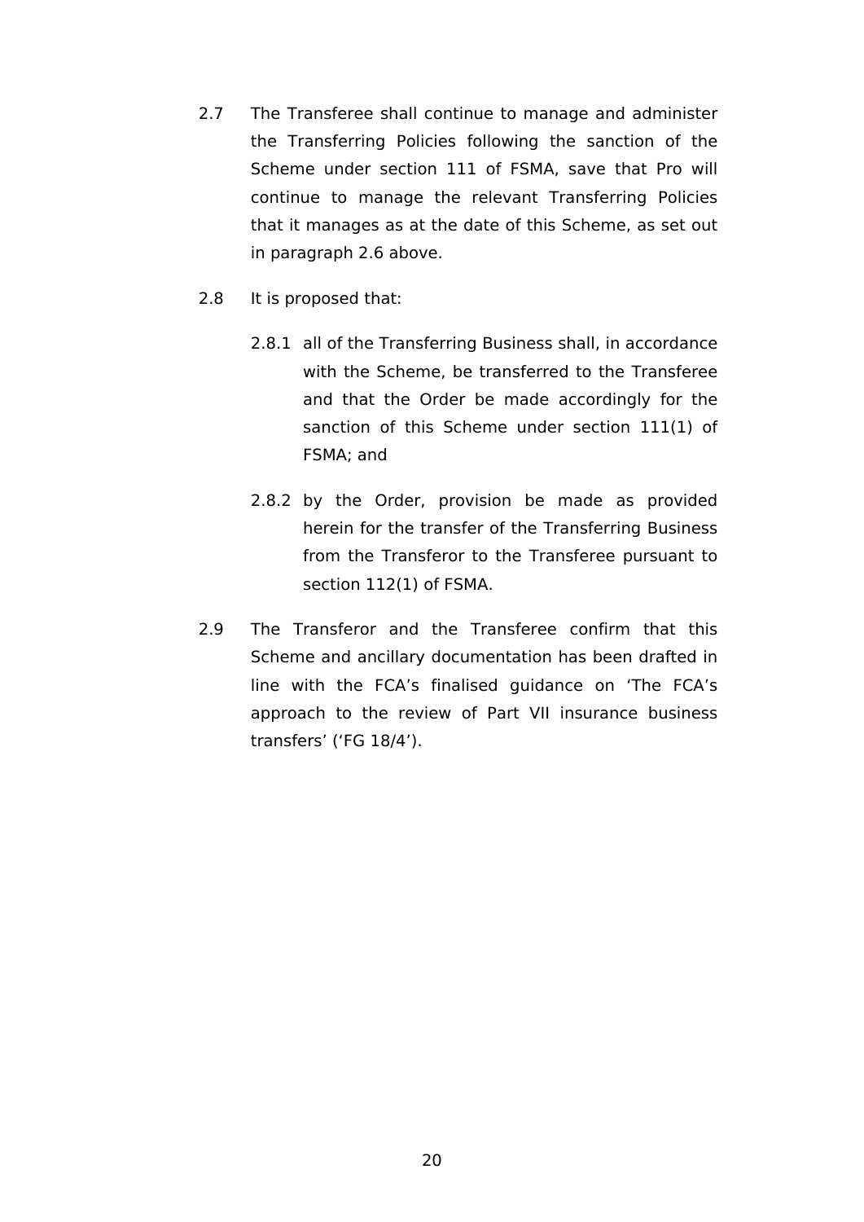2.7 The Transferee shall continue to manage and administer the Transferring Policies following the sanction of the Scheme under section 111 of FSMA, save that Pro will continue to manage the relevant Transferring Policies that it manages as at the date of this Scheme, as set out in paragraph 2.6 above.

2.8 It is proposed that:

2.8.1 all of the Transferring Business shall, in accordance with the Scheme, be transferred to the Transferee and that the Order be made accordingly for the sanction of this Scheme under section 111(1) of FSMA; and

2.8.2 by the Order, provision be made as provided herein for the transfer of the Transferring Business from the Transferor to the Transferee pursuant to section 112(1) of FSMA.

2.9 The Transferor and the Transferee confirm that this Scheme and ancillary documentation has been drafted in line with the FCA's finalised guidance on 'The FCA's approach to the review of Part VII insurance business transfers' ('FG 18/4').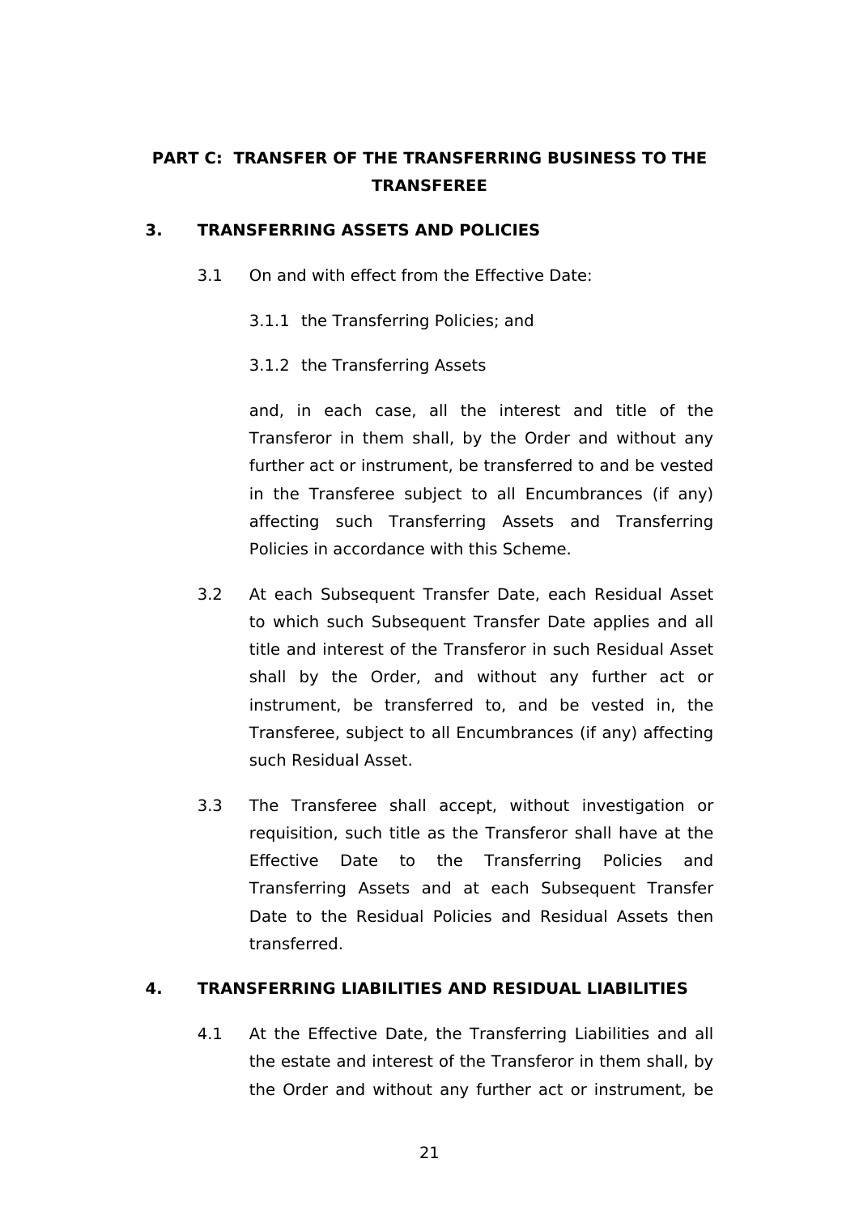## PART C: TRANSFER OF THE TRANSFERRING BUSINESS TO THE TRANSFEREE

### 3. TRANSFERRING ASSETS AND POLICIES

3.1 On and with effect from the Effective Date:

3.1.1 the Transferring Policies; and

3.1.2 the Transferring Assets

and, in each case, all the interest and title of the Transferor in them shall, by the Order and without any further act or instrument, be transferred to and be vested in the Transferee subject to all Encumbrances (if any) affecting such Transferring Assets and Transferring Policies in accordance with this Scheme.

3.2 At each Subsequent Transfer Date, each Residual Asset to which such Subsequent Transfer Date applies and all title and interest of the Transferor in such Residual Asset shall by the Order, and without any further act or instrument, be transferred to, and be vested in, the Transferee, subject to all Encumbrances (if any) affecting such Residual Asset.

3.3 The Transferee shall accept, without investigation or requisition, such title as the Transferor shall have at the Effective Date to the Transferring Policies and Transferring Assets and at each Subsequent Transfer Date to the Residual Policies and Residual Assets then transferred.

### 4. TRANSFERRING LIABILITIES AND RESIDUAL LIABILITIES

4.1 At the Effective Date, the Transferring Liabilities and all the estate and interest of the Transferor in them shall, by the Order and without any further act or instrument, be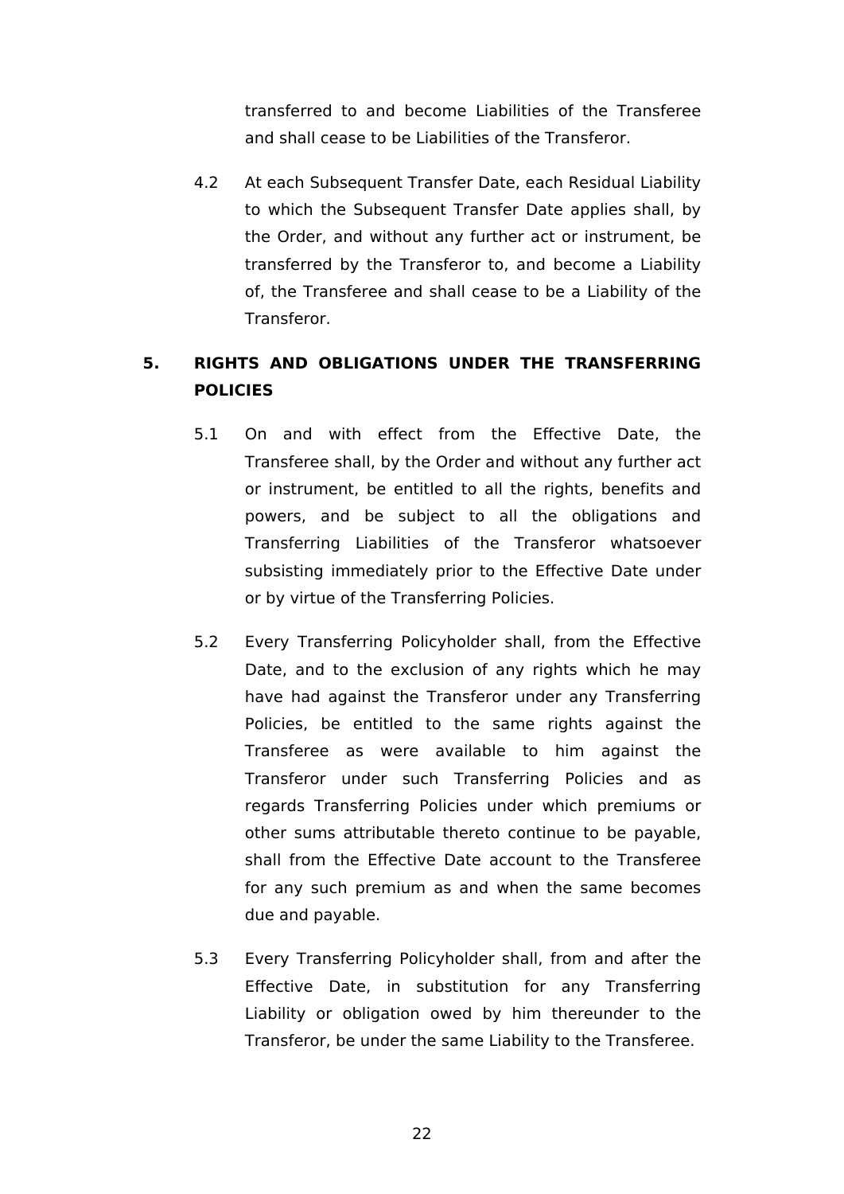transferred to and become Liabilities of the Transferee and shall cease to be Liabilities of the Transferor.

4.2 At each Subsequent Transfer Date, each Residual Liability to which the Subsequent Transfer Date applies shall, by the Order, and without any further act or instrument, be transferred by the Transferor to, and become a Liability of, the Transferee and shall cease to be a Liability of the Transferor.

## 5. RIGHTS AND OBLIGATIONS UNDER THE TRANSFERRING POLICIES

5.1 On and with effect from the Effective Date, the Transferee shall, by the Order and without any further act or instrument, be entitled to all the rights, benefits and powers, and be subject to all the obligations and Transferring Liabilities of the Transferor whatsoever subsisting immediately prior to the Effective Date under or by virtue of the Transferring Policies.

5.2 Every Transferring Policyholder shall, from the Effective Date, and to the exclusion of any rights which he may have had against the Transferor under any Transferring Policies, be entitled to the same rights against the Transferee as were available to him against the Transferor under such Transferring Policies and as regards Transferring Policies under which premiums or other sums attributable thereto continue to be payable, shall from the Effective Date account to the Transferee for any such premium as and when the same becomes due and payable.

5.3 Every Transferring Policyholder shall, from and after the Effective Date, in substitution for any Transferring Liability or obligation owed by him thereunder to the Transferor, be under the same Liability to the Transferee.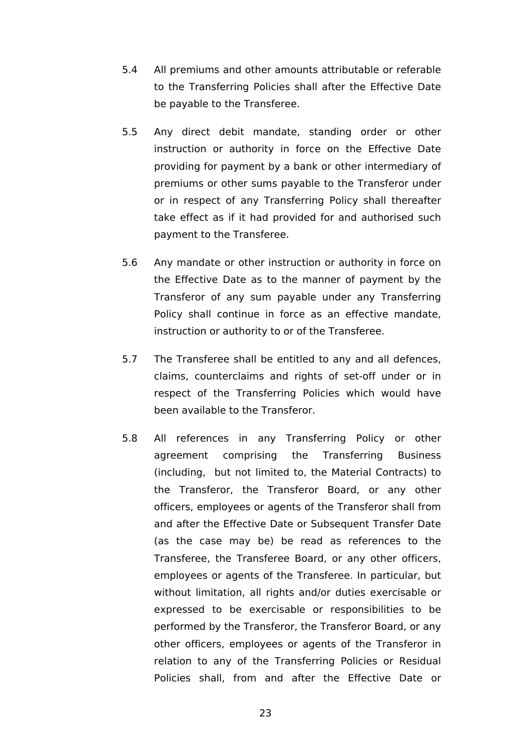5.4 All premiums and other amounts attributable or referable to the Transferring Policies shall after the Effective Date be payable to the Transferee.

5.5 Any direct debit mandate, standing order or other instruction or authority in force on the Effective Date providing for payment by a bank or other intermediary of premiums or other sums payable to the Transferor under or in respect of any Transferring Policy shall thereafter take effect as if it had provided for and authorised such payment to the Transferee.

5.6 Any mandate or other instruction or authority in force on the Effective Date as to the manner of payment by the Transferor of any sum payable under any Transferring Policy shall continue in force as an effective mandate, instruction or authority to or of the Transferee.

5.7 The Transferee shall be entitled to any and all defences, claims, counterclaims and rights of set-off under or in respect of the Transferring Policies which would have been available to the Transferor.

5.8 All references in any Transferring Policy or other agreement comprising the Transferring Business (including, but not limited to, the Material Contracts) to the Transferor, the Transferor Board, or any other officers, employees or agents of the Transferor shall from and after the Effective Date or Subsequent Transfer Date (as the case may be) be read as references to the Transferee, the Transferee Board, or any other officers, employees or agents of the Transferee. In particular, but without limitation, all rights and/or duties exercisable or expressed to be exercisable or responsibilities to be performed by the Transferor, the Transferor Board, or any other officers, employees or agents of the Transferor in relation to any of the Transferring Policies or Residual Policies shall, from and after the Effective Date or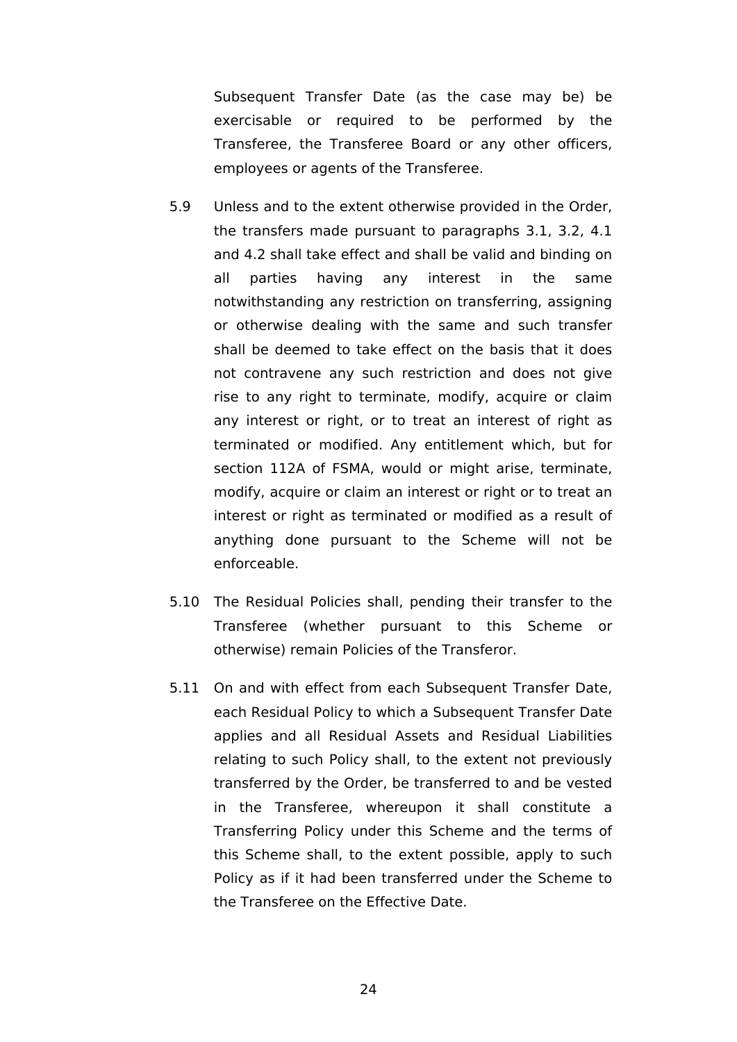Subsequent Transfer Date (as the case may be) be exercisable or required to be performed by the Transferee, the Transferee Board or any other officers, employees or agents of the Transferee.

5.9 Unless and to the extent otherwise provided in the Order, the transfers made pursuant to paragraphs 3.1, 3.2, 4.1 and 4.2 shall take effect and shall be valid and binding on all parties having any interest in the same notwithstanding any restriction on transferring, assigning or otherwise dealing with the same and such transfer shall be deemed to take effect on the basis that it does not contravene any such restriction and does not give rise to any right to terminate, modify, acquire or claim any interest or right, or to treat an interest of right as terminated or modified. Any entitlement which, but for section 112A of FSMA, would or might arise, terminate, modify, acquire or claim an interest or right or to treat an interest or right as terminated or modified as a result of anything done pursuant to the Scheme will not be enforceable.

5.10 The Residual Policies shall, pending their transfer to the Transferee (whether pursuant to this Scheme or otherwise) remain Policies of the Transferor.

5.11 On and with effect from each Subsequent Transfer Date, each Residual Policy to which a Subsequent Transfer Date applies and all Residual Assets and Residual Liabilities relating to such Policy shall, to the extent not previously transferred by the Order, be transferred to and be vested in the Transferee, whereupon it shall constitute a Transferring Policy under this Scheme and the terms of this Scheme shall, to the extent possible, apply to such Policy as if it had been transferred under the Scheme to the Transferee on the Effective Date.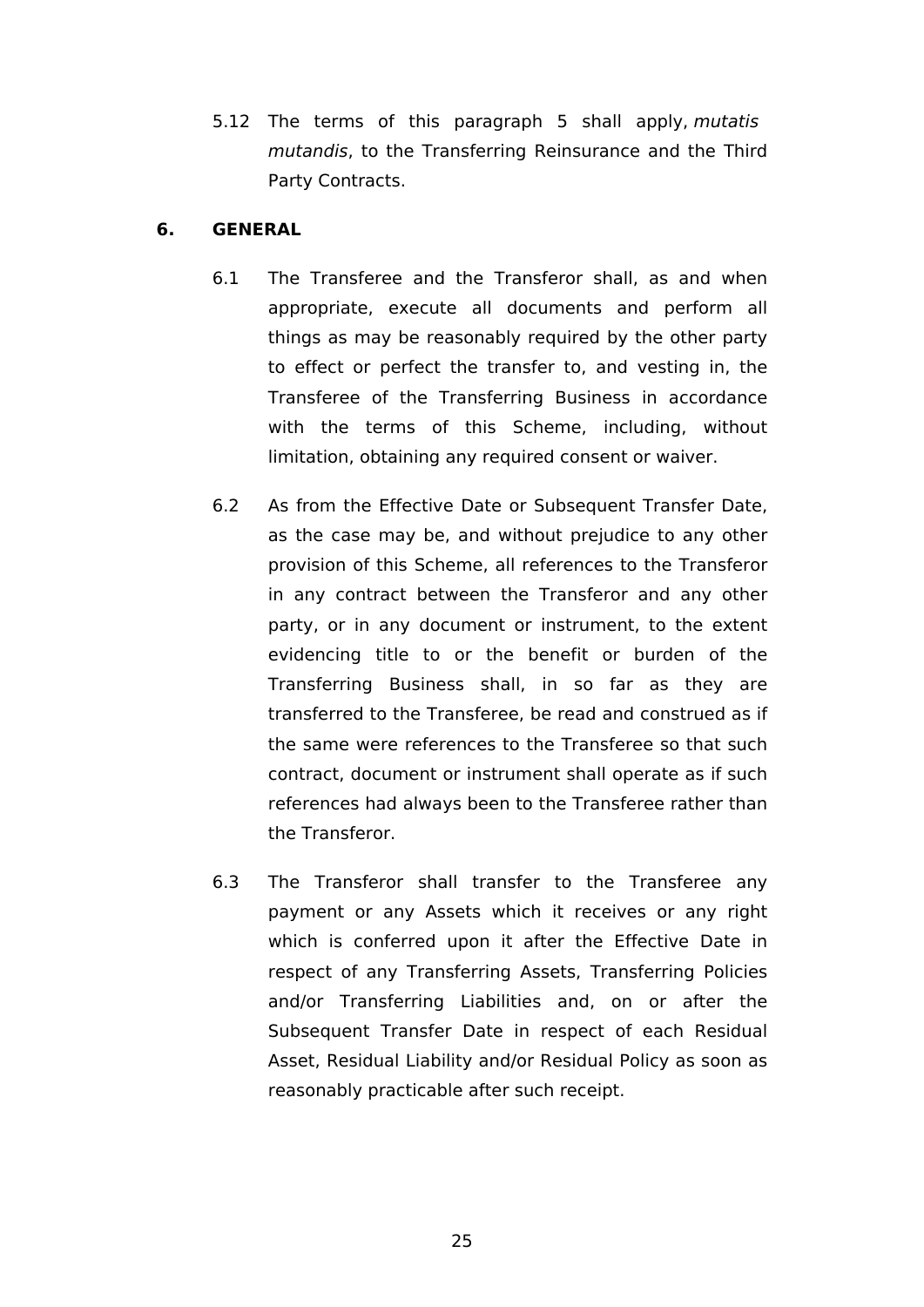5.12 The terms of this paragraph 5 shall apply, *mutatis mutandis*, to the Transferring Reinsurance and the Third Party Contracts.

## 6. GENERAL

6.1 The Transferee and the Transferor shall, as and when appropriate, execute all documents and perform all things as may be reasonably required by the other party to effect or perfect the transfer to, and vesting in, the Transferee of the Transferring Business in accordance with the terms of this Scheme, including, without limitation, obtaining any required consent or waiver.

6.2 As from the Effective Date or Subsequent Transfer Date, as the case may be, and without prejudice to any other provision of this Scheme, all references to the Transferor in any contract between the Transferor and any other party, or in any document or instrument, to the extent evidencing title to or the benefit or burden of the Transferring Business shall, in so far as they are transferred to the Transferee, be read and construed as if the same were references to the Transferee so that such contract, document or instrument shall operate as if such references had always been to the Transferee rather than the Transferor.

6.3 The Transferor shall transfer to the Transferee any payment or any Assets which it receives or any right which is conferred upon it after the Effective Date in respect of any Transferring Assets, Transferring Policies and/or Transferring Liabilities and, on or after the Subsequent Transfer Date in respect of each Residual Asset, Residual Liability and/or Residual Policy as soon as reasonably practicable after such receipt.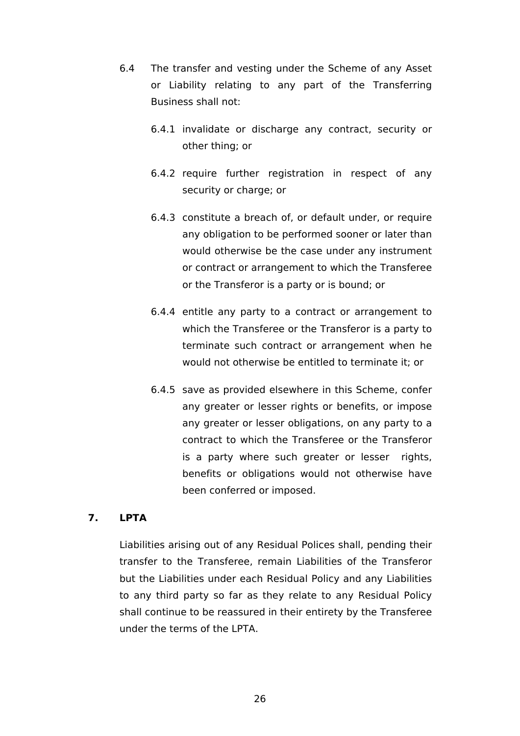6.4 The transfer and vesting under the Scheme of any Asset or Liability relating to any part of the Transferring Business shall not:

6.4.1 invalidate or discharge any contract, security or other thing; or

6.4.2 require further registration in respect of any security or charge; or

6.4.3 constitute a breach of, or default under, or require any obligation to be performed sooner or later than would otherwise be the case under any instrument or contract or arrangement to which the Transferee or the Transferor is a party or is bound; or

6.4.4 entitle any party to a contract or arrangement to which the Transferee or the Transferor is a party to terminate such contract or arrangement when he would not otherwise be entitled to terminate it; or

6.4.5 save as provided elsewhere in this Scheme, confer any greater or lesser rights or benefits, or impose any greater or lesser obligations, on any party to a contract to which the Transferee or the Transferor is a party where such greater or lesser rights, benefits or obligations would not otherwise have been conferred or imposed.

## 7. LPTA

Liabilities arising out of any Residual Polices shall, pending their transfer to the Transferee, remain Liabilities of the Transferor but the Liabilities under each Residual Policy and any Liabilities to any third party so far as they relate to any Residual Policy shall continue to be reassured in their entirety by the Transferee under the terms of the LPTA.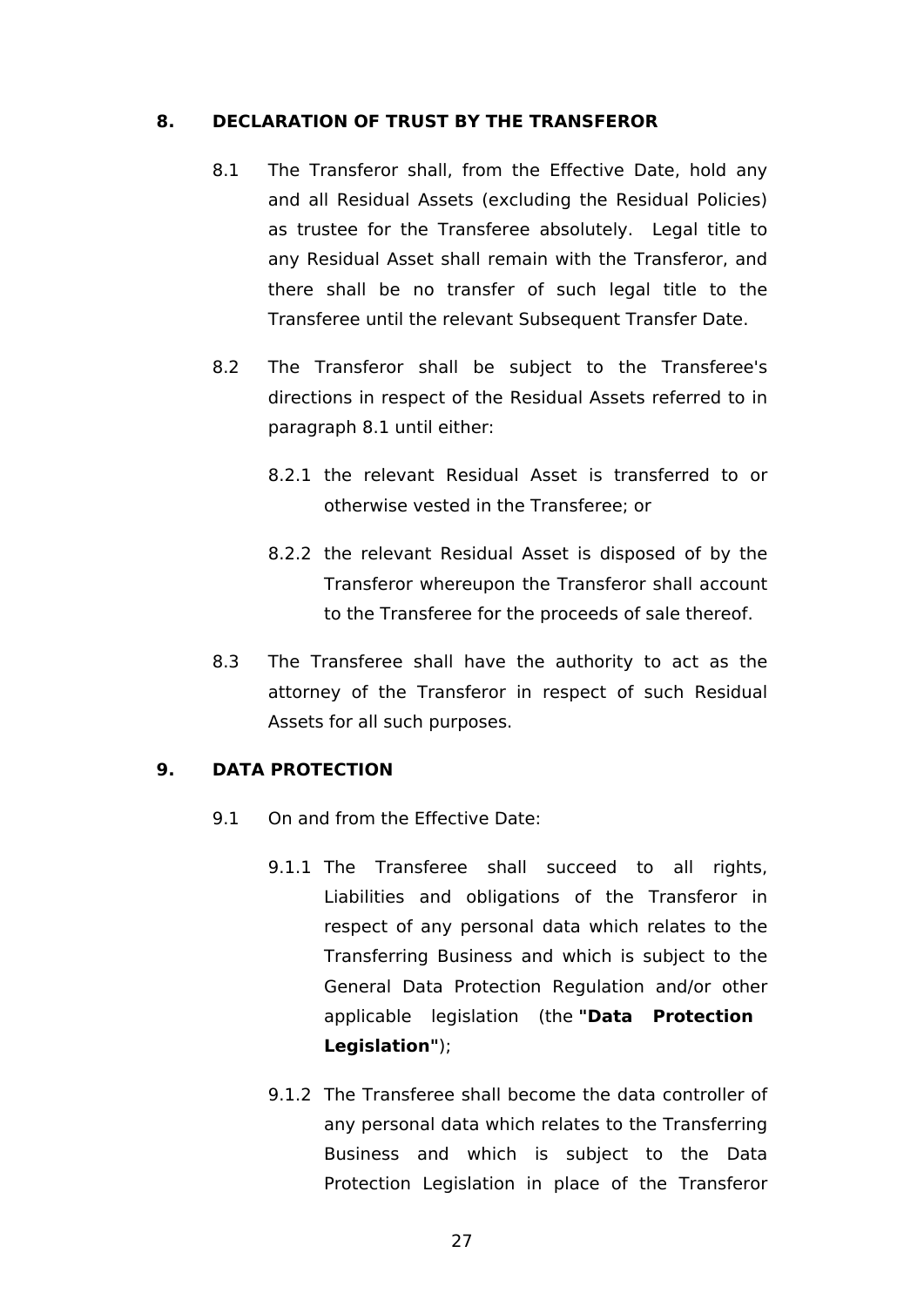## 8. DECLARATION OF TRUST BY THE TRANSFEROR

8.1 The Transferor shall, from the Effective Date, hold any and all Residual Assets (excluding the Residual Policies) as trustee for the Transferee absolutely. Legal title to any Residual Asset shall remain with the Transferor, and there shall be no transfer of such legal title to the Transferee until the relevant Subsequent Transfer Date.

8.2 The Transferor shall be subject to the Transferee's directions in respect of the Residual Assets referred to in paragraph 8.1 until either:

8.2.1 the relevant Residual Asset is transferred to or otherwise vested in the Transferee; or

8.2.2 the relevant Residual Asset is disposed of by the Transferor whereupon the Transferor shall account to the Transferee for the proceeds of sale thereof.

8.3 The Transferee shall have the authority to act as the attorney of the Transferor in respect of such Residual Assets for all such purposes.

## 9. DATA PROTECTION

9.1 On and from the Effective Date:

9.1.1 The Transferee shall succeed to all rights, Liabilities and obligations of the Transferor in respect of any personal data which relates to the Transferring Business and which is subject to the General Data Protection Regulation and/or other applicable legislation (the **"Data Protection Legislation"**);

9.1.2 The Transferee shall become the data controller of any personal data which relates to the Transferring Business and which is subject to the Data Protection Legislation in place of the Transferor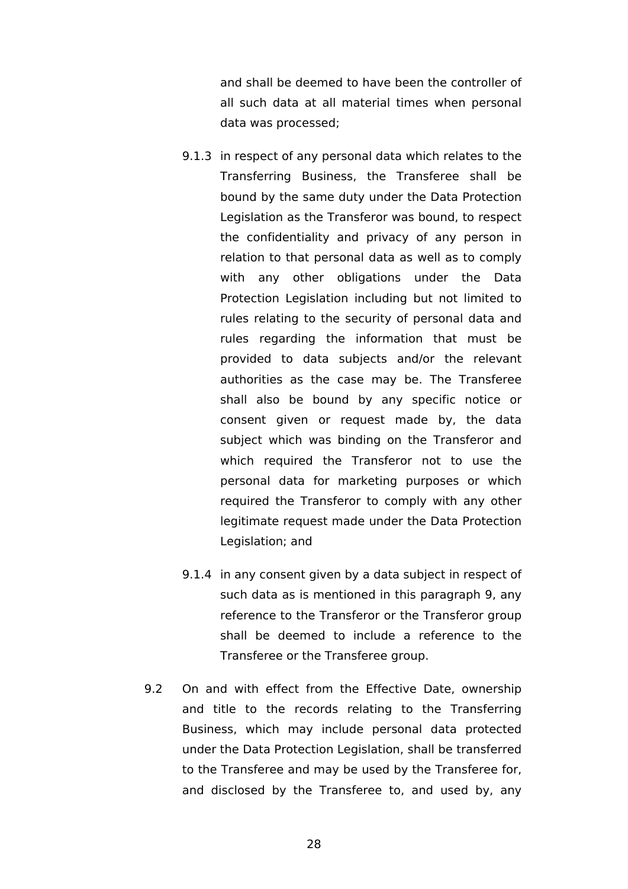and shall be deemed to have been the controller of all such data at all material times when personal data was processed;

9.1.3 in respect of any personal data which relates to the Transferring Business, the Transferee shall be bound by the same duty under the Data Protection Legislation as the Transferor was bound, to respect the confidentiality and privacy of any person in relation to that personal data as well as to comply with any other obligations under the Data Protection Legislation including but not limited to rules relating to the security of personal data and rules regarding the information that must be provided to data subjects and/or the relevant authorities as the case may be. The Transferee shall also be bound by any specific notice or consent given or request made by, the data subject which was binding on the Transferor and which required the Transferor not to use the personal data for marketing purposes or which required the Transferor to comply with any other legitimate request made under the Data Protection Legislation; and

9.1.4 in any consent given by a data subject in respect of such data as is mentioned in this paragraph 9, any reference to the Transferor or the Transferor group shall be deemed to include a reference to the Transferee or the Transferee group.

9.2 On and with effect from the Effective Date, ownership and title to the records relating to the Transferring Business, which may include personal data protected under the Data Protection Legislation, shall be transferred to the Transferee and may be used by the Transferee for, and disclosed by the Transferee to, and used by, any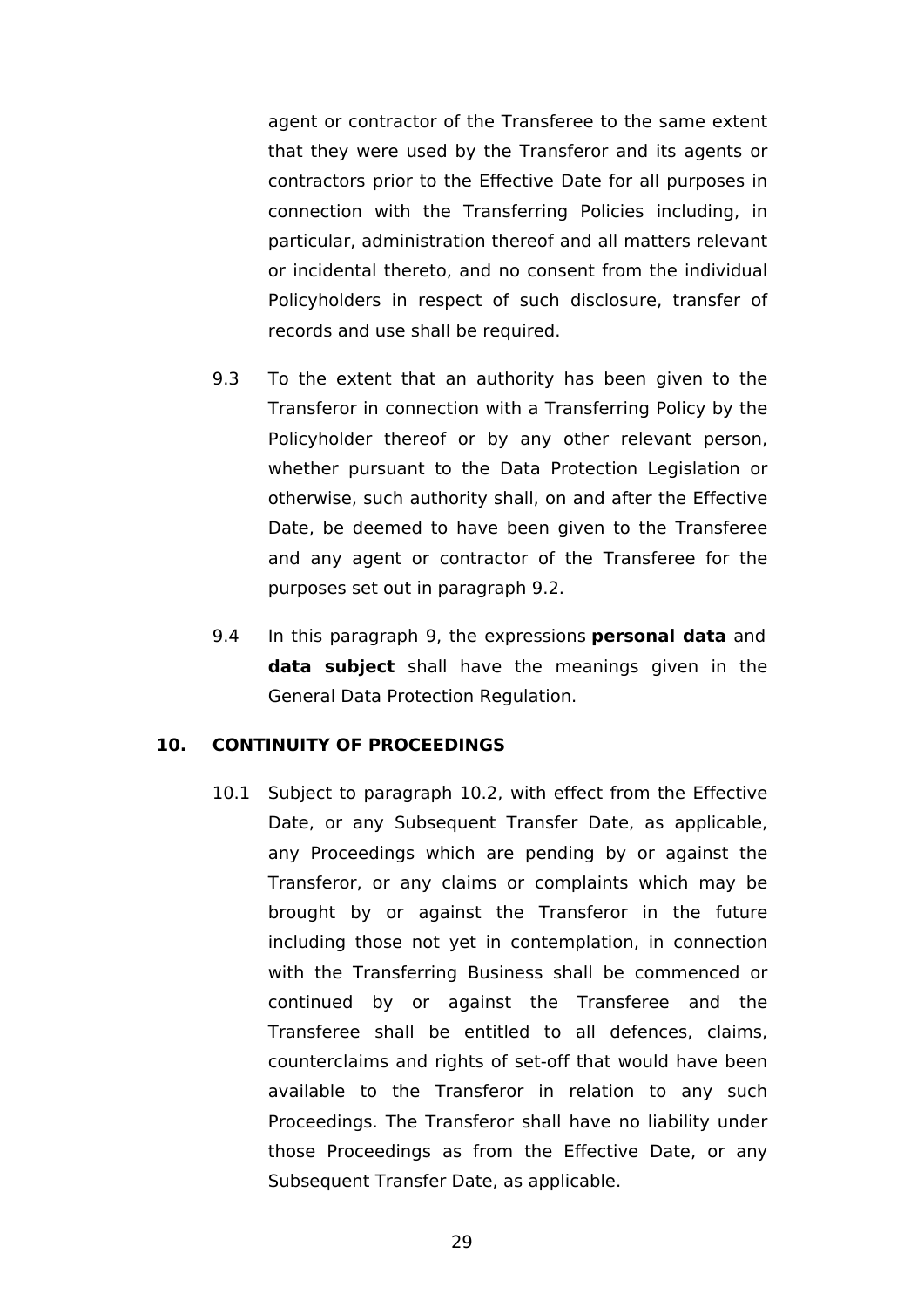agent or contractor of the Transferee to the same extent that they were used by the Transferor and its agents or contractors prior to the Effective Date for all purposes in connection with the Transferring Policies including, in particular, administration thereof and all matters relevant or incidental thereto, and no consent from the individual Policyholders in respect of such disclosure, transfer of records and use shall be required.

9.3 To the extent that an authority has been given to the Transferor in connection with a Transferring Policy by the Policyholder thereof or by any other relevant person, whether pursuant to the Data Protection Legislation or otherwise, such authority shall, on and after the Effective Date, be deemed to have been given to the Transferee and any agent or contractor of the Transferee for the purposes set out in paragraph 9.2.

9.4 In this paragraph 9, the expressions **personal data** and **data subject** shall have the meanings given in the General Data Protection Regulation.

## 10. CONTINUITY OF PROCEEDINGS

10.1 Subject to paragraph 10.2, with effect from the Effective Date, or any Subsequent Transfer Date, as applicable, any Proceedings which are pending by or against the Transferor, or any claims or complaints which may be brought by or against the Transferor in the future including those not yet in contemplation, in connection with the Transferring Business shall be commenced or continued by or against the Transferee and the Transferee shall be entitled to all defences, claims, counterclaims and rights of set-off that would have been available to the Transferor in relation to any such Proceedings. The Transferor shall have no liability under those Proceedings as from the Effective Date, or any Subsequent Transfer Date, as applicable.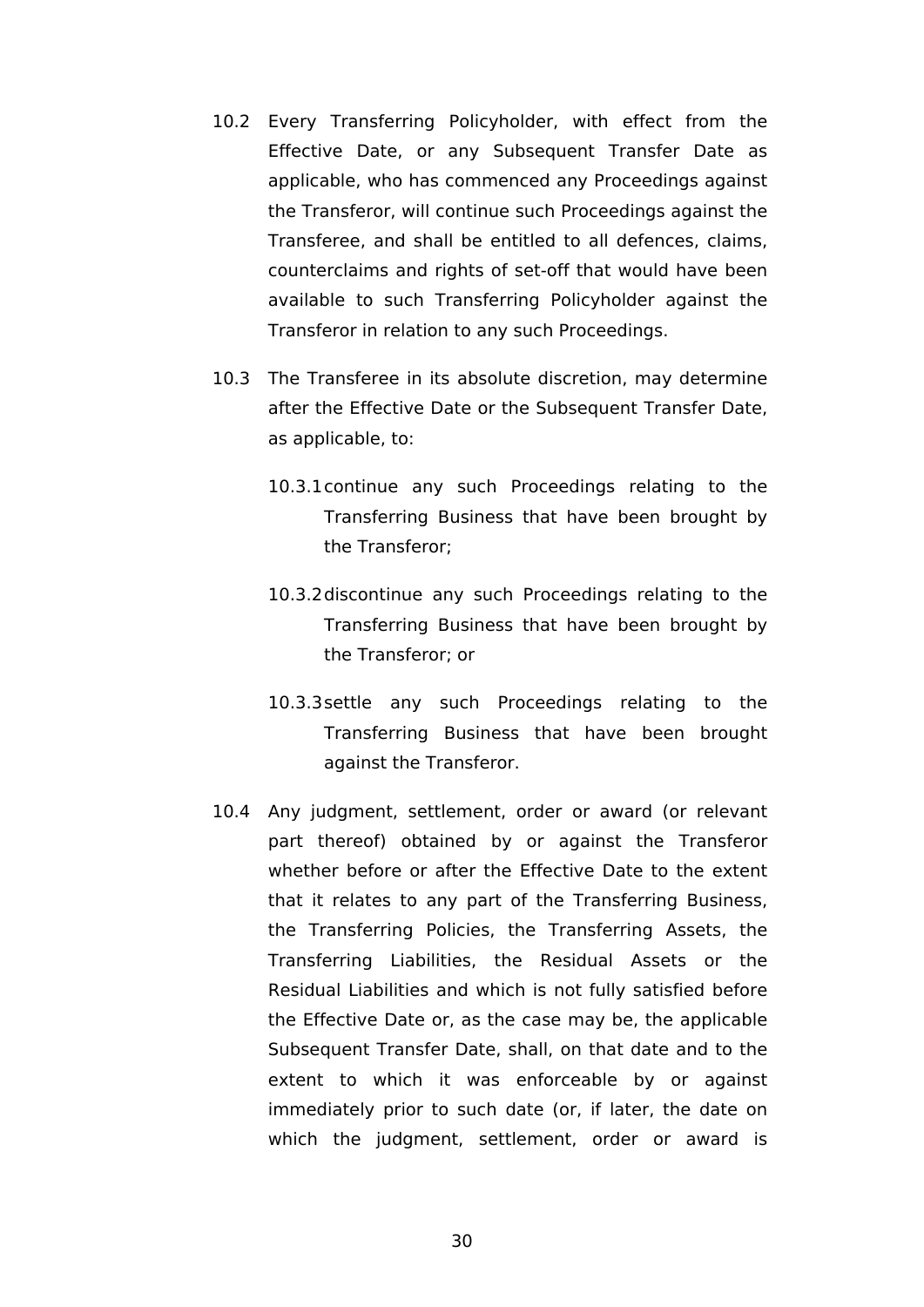10.2 Every Transferring Policyholder, with effect from the Effective Date, or any Subsequent Transfer Date as applicable, who has commenced any Proceedings against the Transferor, will continue such Proceedings against the Transferee, and shall be entitled to all defences, claims, counterclaims and rights of set-off that would have been available to such Transferring Policyholder against the Transferor in relation to any such Proceedings.

10.3 The Transferee in its absolute discretion, may determine after the Effective Date or the Subsequent Transfer Date, as applicable, to:

10.3.1 continue any such Proceedings relating to the Transferring Business that have been brought by the Transferor;

10.3.2 discontinue any such Proceedings relating to the Transferring Business that have been brought by the Transferor; or

10.3.3 settle any such Proceedings relating to the Transferring Business that have been brought against the Transferor.

10.4 Any judgment, settlement, order or award (or relevant part thereof) obtained by or against the Transferor whether before or after the Effective Date to the extent that it relates to any part of the Transferring Business, the Transferring Policies, the Transferring Assets, the Transferring Liabilities, the Residual Assets or the Residual Liabilities and which is not fully satisfied before the Effective Date or, as the case may be, the applicable Subsequent Transfer Date, shall, on that date and to the extent to which it was enforceable by or against immediately prior to such date (or, if later, the date on which the judgment, settlement, order or award is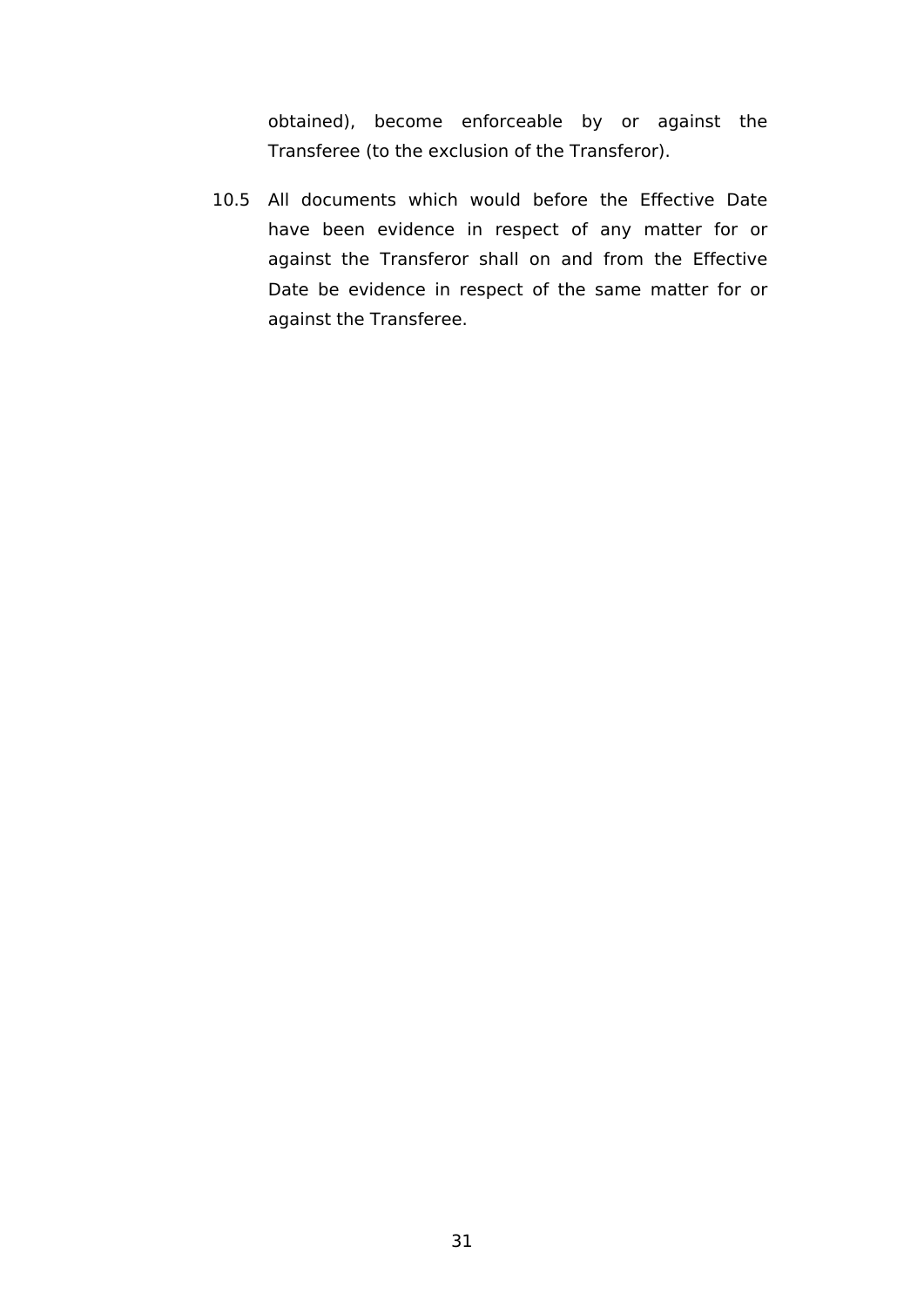obtained), become enforceable by or against the Transferee (to the exclusion of the Transferor).

10.5 All documents which would before the Effective Date have been evidence in respect of any matter for or against the Transferor shall on and from the Effective Date be evidence in respect of the same matter for or against the Transferee.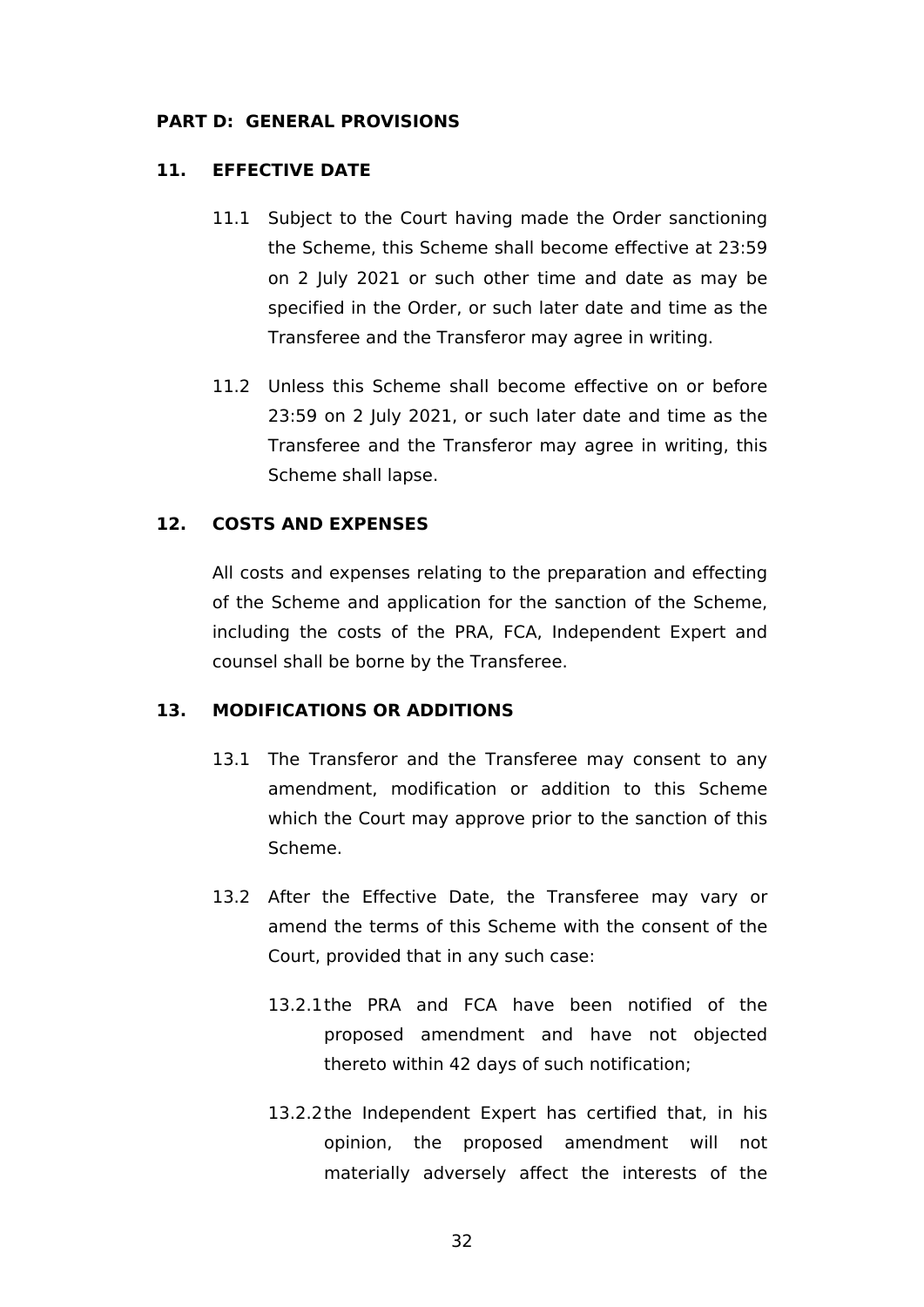## PART D: GENERAL PROVISIONS

### 11. EFFECTIVE DATE

11.1 Subject to the Court having made the Order sanctioning the Scheme, this Scheme shall become effective at 23:59 on 2 July 2021 or such other time and date as may be specified in the Order, or such later date and time as the Transferee and the Transferor may agree in writing.

11.2 Unless this Scheme shall become effective on or before 23:59 on 2 July 2021, or such later date and time as the Transferee and the Transferor may agree in writing, this Scheme shall lapse.

### 12. COSTS AND EXPENSES

All costs and expenses relating to the preparation and effecting of the Scheme and application for the sanction of the Scheme, including the costs of the PRA, FCA, Independent Expert and counsel shall be borne by the Transferee.

### 13. MODIFICATIONS OR ADDITIONS

13.1 The Transferor and the Transferee may consent to any amendment, modification or addition to this Scheme which the Court may approve prior to the sanction of this Scheme.

13.2 After the Effective Date, the Transferee may vary or amend the terms of this Scheme with the consent of the Court, provided that in any such case:

13.2.1 the PRA and FCA have been notified of the proposed amendment and have not objected thereto within 42 days of such notification;

13.2.2 the Independent Expert has certified that, in his opinion, the proposed amendment will not materially adversely affect the interests of the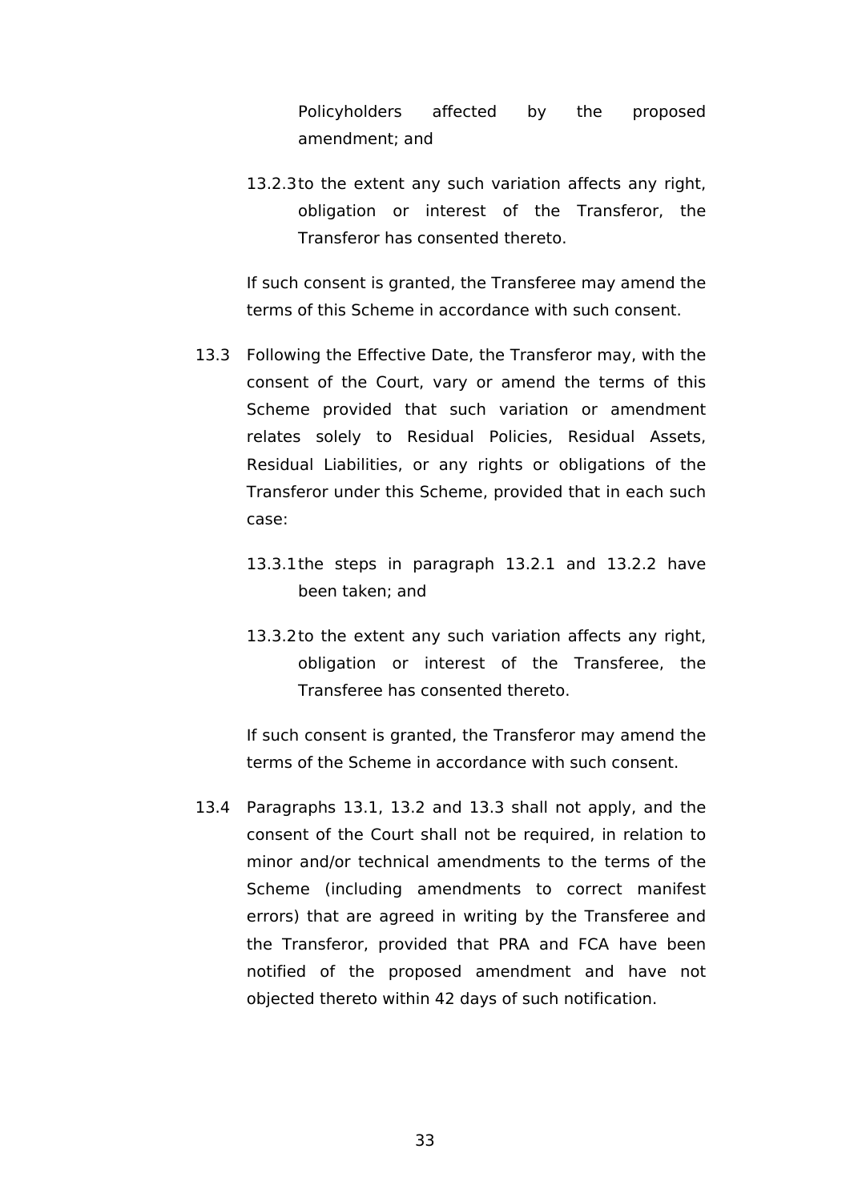Policyholders affected by the proposed amendment; and

13.2.3 to the extent any such variation affects any right, obligation or interest of the Transferor, the Transferor has consented thereto.

If such consent is granted, the Transferee may amend the terms of this Scheme in accordance with such consent.

13.3 Following the Effective Date, the Transferor may, with the consent of the Court, vary or amend the terms of this Scheme provided that such variation or amendment relates solely to Residual Policies, Residual Assets, Residual Liabilities, or any rights or obligations of the Transferor under this Scheme, provided that in each such case:

13.3.1 the steps in paragraph 13.2.1 and 13.2.2 have been taken; and

13.3.2 to the extent any such variation affects any right, obligation or interest of the Transferee, the Transferee has consented thereto.

If such consent is granted, the Transferor may amend the terms of the Scheme in accordance with such consent.

13.4 Paragraphs 13.1, 13.2 and 13.3 shall not apply, and the consent of the Court shall not be required, in relation to minor and/or technical amendments to the terms of the Scheme (including amendments to correct manifest errors) that are agreed in writing by the Transferee and the Transferor, provided that PRA and FCA have been notified of the proposed amendment and have not objected thereto within 42 days of such notification.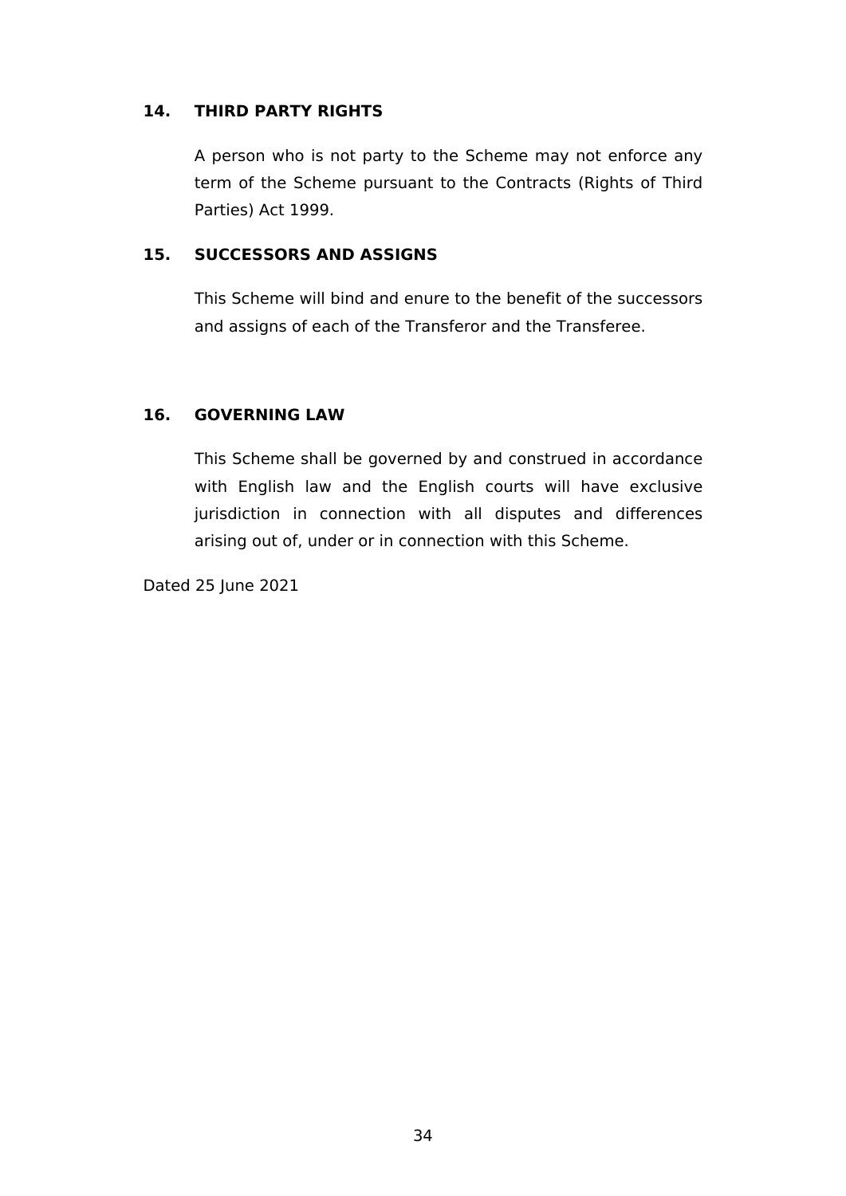## 14. THIRD PARTY RIGHTS

A person who is not party to the Scheme may not enforce any term of the Scheme pursuant to the Contracts (Rights of Third Parties) Act 1999.

## 15. SUCCESSORS AND ASSIGNS

This Scheme will bind and enure to the benefit of the successors and assigns of each of the Transferor and the Transferee.

## 16. GOVERNING LAW

This Scheme shall be governed by and construed in accordance with English law and the English courts will have exclusive jurisdiction in connection with all disputes and differences arising out of, under or in connection with this Scheme.

Dated 25 June 2021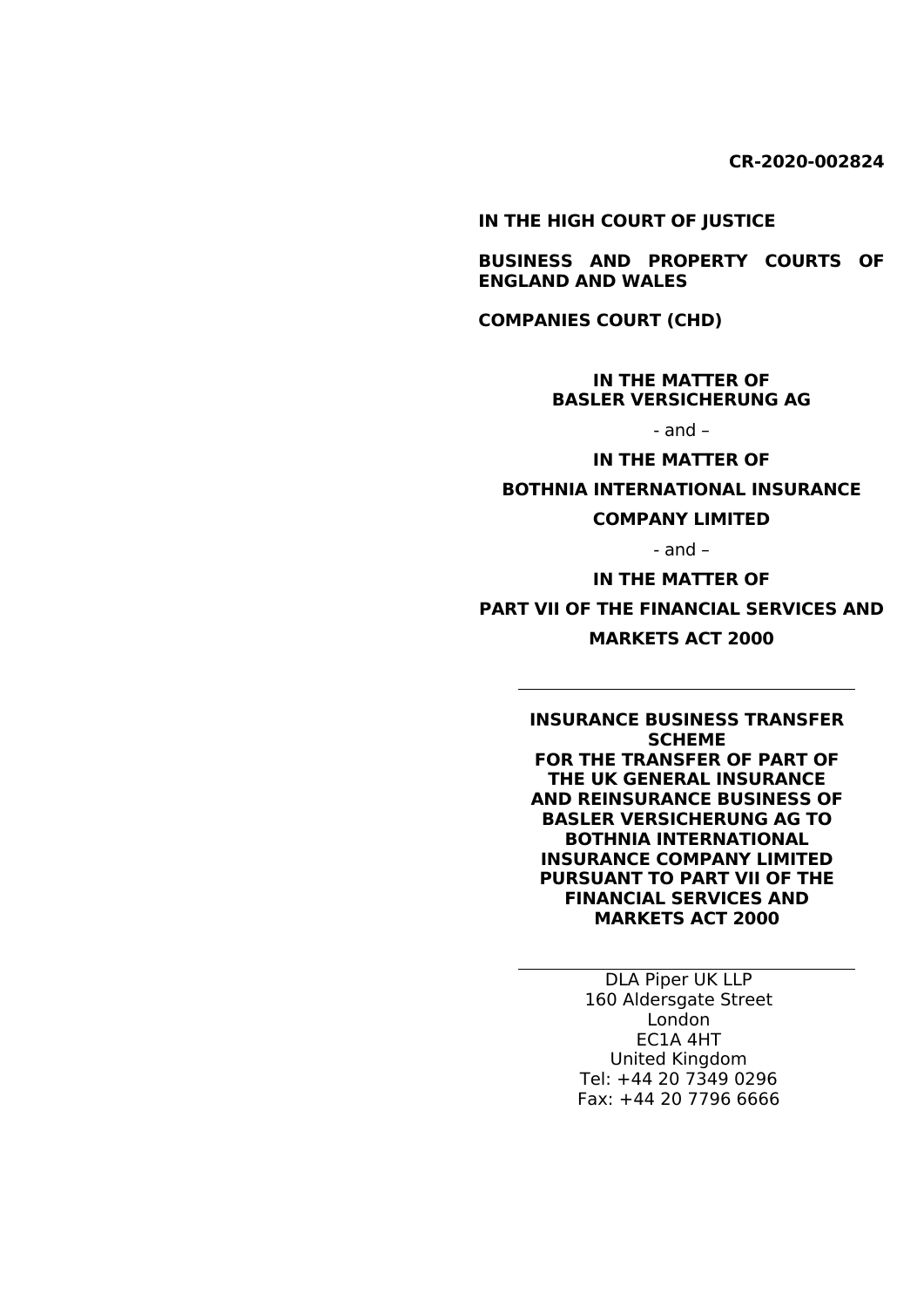**CR-2020-002824**

**IN THE HIGH COURT OF JUSTICE**

**BUSINESS AND PROPERTY COURTS OF ENGLAND AND WALES**

**COMPANIES COURT (CHD)**

**IN THE MATTER OF**
**BASLER VERSICHERUNG AG**

- and –

**IN THE MATTER OF**

**BOTHNIA INTERNATIONAL INSURANCE**

**COMPANY LIMITED**

- and –

**IN THE MATTER OF**

**PART VII OF THE FINANCIAL SERVICES AND**

**MARKETS ACT 2000**

---

**INSURANCE BUSINESS TRANSFER SCHEME**
**FOR THE TRANSFER OF PART OF THE UK GENERAL INSURANCE AND REINSURANCE BUSINESS OF BASLER VERSICHERUNG AG TO BOTHNIA INTERNATIONAL INSURANCE COMPANY LIMITED PURSUANT TO PART VII OF THE FINANCIAL SERVICES AND MARKETS ACT 2000**

---

DLA Piper UK LLP
160 Aldersgate Street
London
EC1A 4HT
United Kingdom
Tel: +44 20 7349 0296
Fax: +44 20 7796 6666